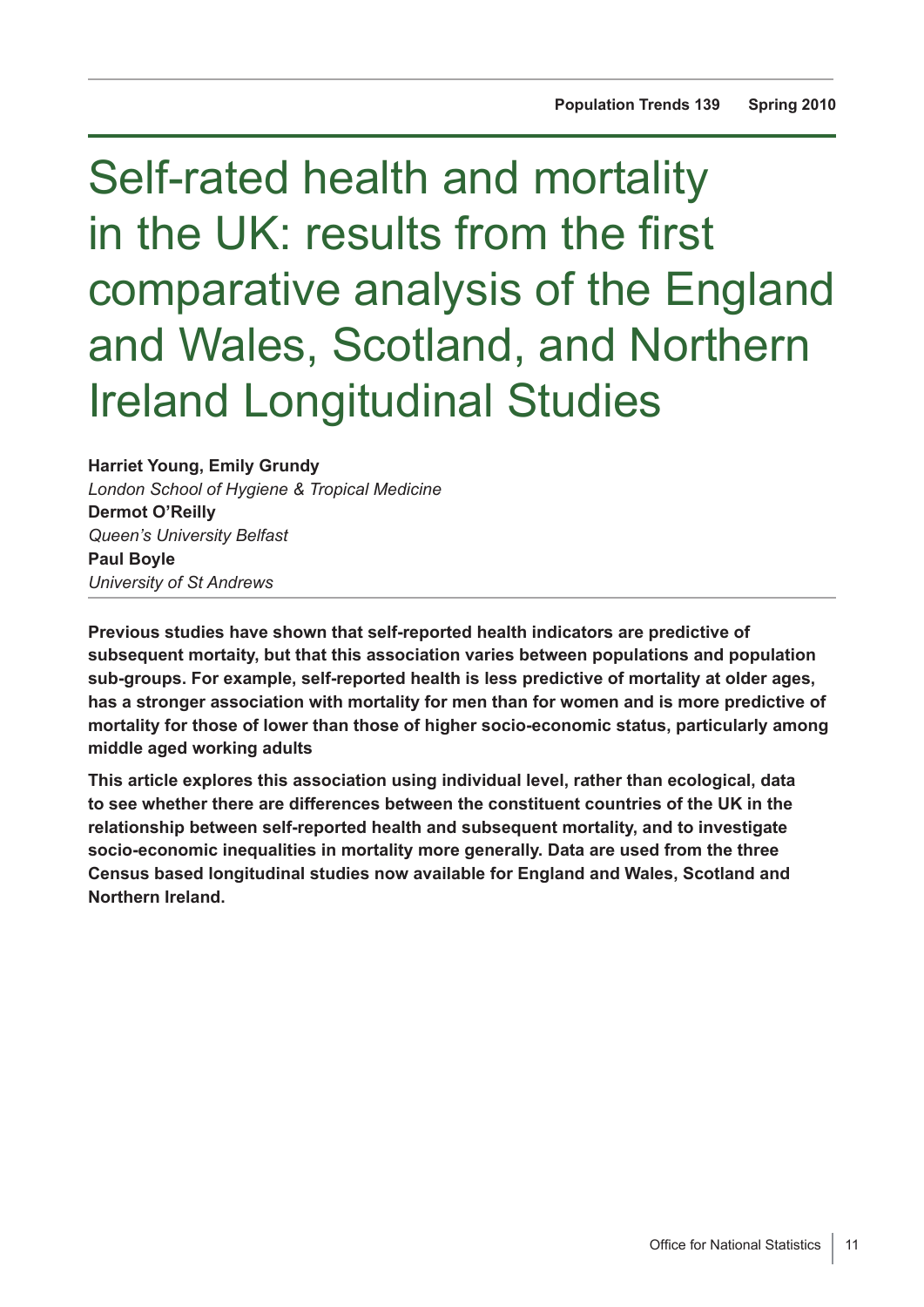# Self-rated health and mortality in the UK: results from the first comparative analysis of the England and Wales, Scotland, and Northern Ireland Longitudinal Studies

**Harriet Young, Emily Grundy**
*London School of Hygiene & Tropical Medicine*
**Dermot O'Reilly**
*Queen's University Belfast*
**Paul Boyle**
*University of St Andrews*

**Previous studies have shown that self-reported health indicators are predictive of subsequent mortaity, but that this association varies between populations and population sub-groups. For example, self-reported health is less predictive of mortality at older ages, has a stronger association with mortality for men than for women and is more predictive of mortality for those of lower than those of higher socio-economic status, particularly among middle aged working adults**

**This article explores this association using individual level, rather than ecological, data to see whether there are differences between the constituent countries of the UK in the relationship between self-reported health and subsequent mortality, and to investigate socio-economic inequalities in mortality more generally. Data are used from the three Census based longitudinal studies now available for England and Wales, Scotland and Northern Ireland.**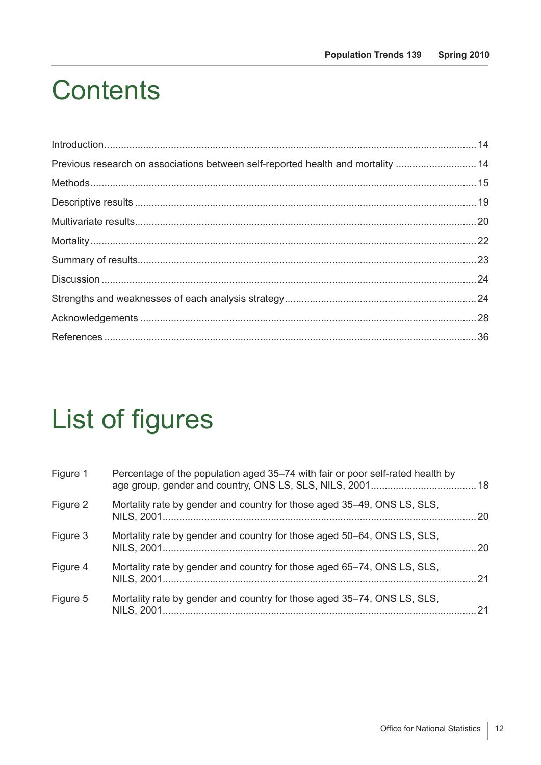# Contents

Introduction .... 14
Previous research on associations between self-reported health and mortality .... 14
Methods .... 15
Descriptive results .... 19
Multivariate results .... 20
Mortality .... 22
Summary of results .... 23
Discussion .... 24
Strengths and weaknesses of each analysis strategy .... 24
Acknowledgements .... 28
References .... 36

# List of figures

Figure 1 Percentage of the population aged 35–74 with fair or poor self-rated health by age group, gender and country, ONS LS, SLS, NILS, 2001 .... 18

Figure 2 Mortality rate by gender and country for those aged 35–49, ONS LS, SLS, NILS, 2001 .... 20

Figure 3 Mortality rate by gender and country for those aged 50–64, ONS LS, SLS, NILS, 2001 .... 20

Figure 4 Mortality rate by gender and country for those aged 65–74, ONS LS, SLS, NILS, 2001 .... 21

Figure 5 Mortality rate by gender and country for those aged 35–74, ONS LS, SLS, NILS, 2001 .... 21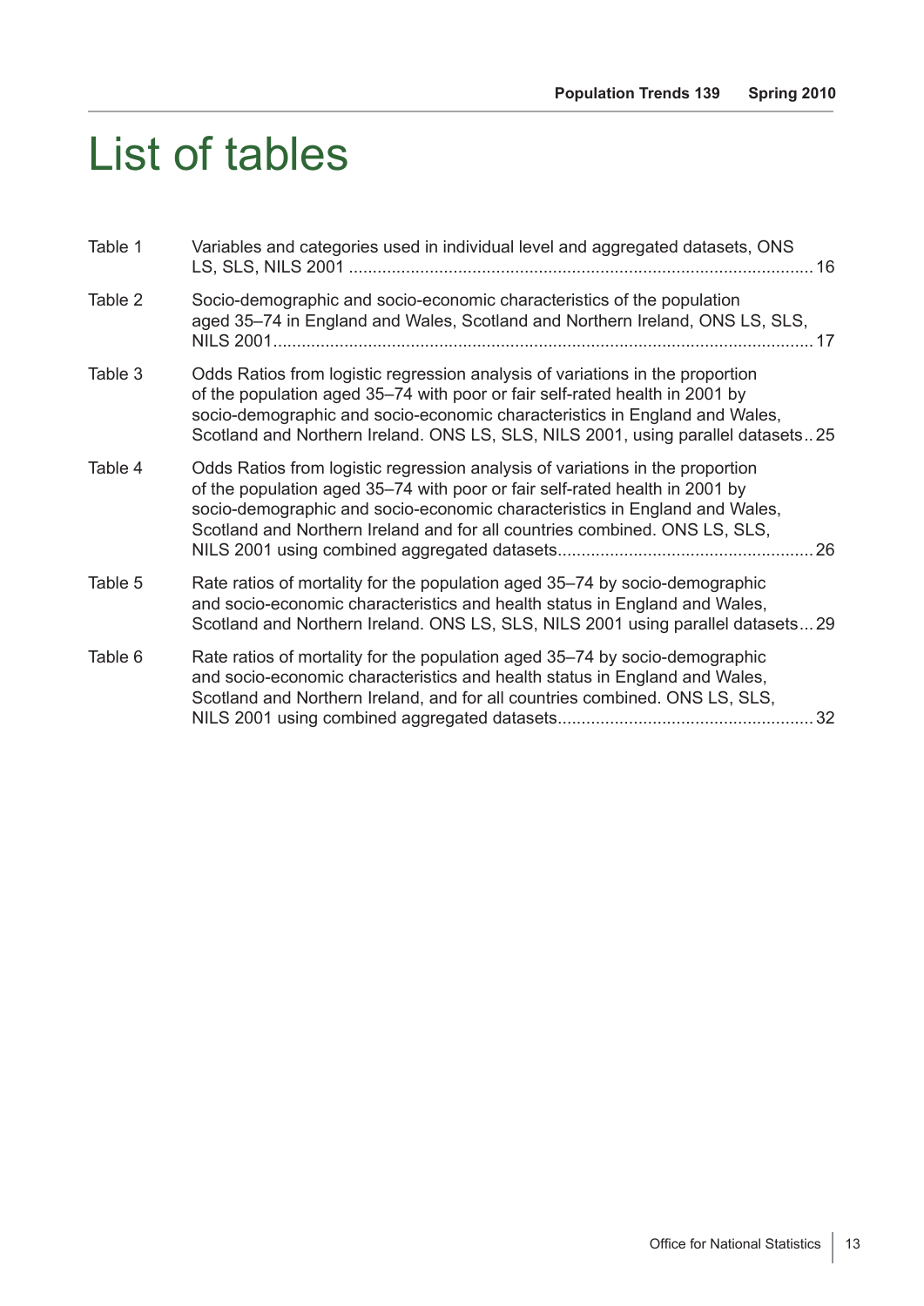# List of tables

| | | |
|---|---|---|
| Table 1 | Variables and categories used in individual level and aggregated datasets, ONS LS, SLS, NILS 2001 | 16 |
| Table 2 | Socio-demographic and socio-economic characteristics of the population aged 35–74 in England and Wales, Scotland and Northern Ireland, ONS LS, SLS, NILS 2001 | 17 |
| Table 3 | Odds Ratios from logistic regression analysis of variations in the proportion of the population aged 35–74 with poor or fair self-rated health in 2001 by socio-demographic and socio-economic characteristics in England and Wales, Scotland and Northern Ireland. ONS LS, SLS, NILS 2001, using parallel datasets | 25 |
| Table 4 | Odds Ratios from logistic regression analysis of variations in the proportion of the population aged 35–74 with poor or fair self-rated health in 2001 by socio-demographic and socio-economic characteristics in England and Wales, Scotland and Northern Ireland and for all countries combined. ONS LS, SLS, NILS 2001 using combined aggregated datasets | 26 |
| Table 5 | Rate ratios of mortality for the population aged 35–74 by socio-demographic and socio-economic characteristics and health status in England and Wales, Scotland and Northern Ireland. ONS LS, SLS, NILS 2001 using parallel datasets | 29 |
| Table 6 | Rate ratios of mortality for the population aged 35–74 by socio-demographic and socio-economic characteristics and health status in England and Wales, Scotland and Northern Ireland, and for all countries combined. ONS LS, SLS, NILS 2001 using combined aggregated datasets | 32 |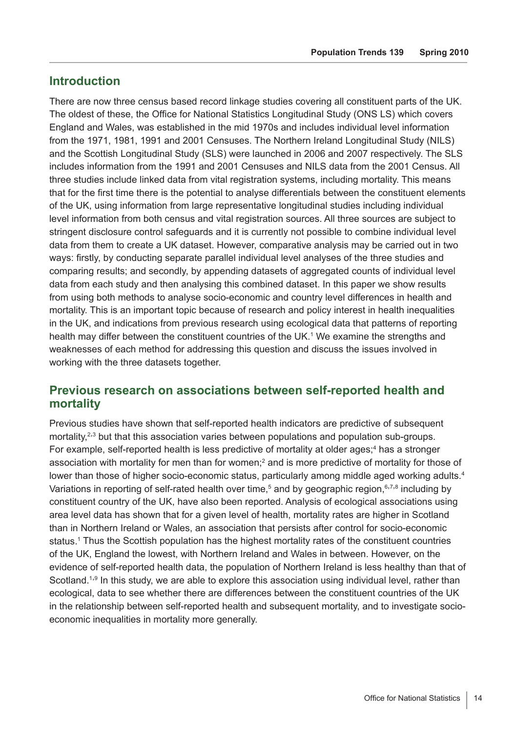## Introduction

There are now three census based record linkage studies covering all constituent parts of the UK. The oldest of these, the Office for National Statistics Longitudinal Study (ONS LS) which covers England and Wales, was established in the mid 1970s and includes individual level information from the 1971, 1981, 1991 and 2001 Censuses. The Northern Ireland Longitudinal Study (NILS) and the Scottish Longitudinal Study (SLS) were launched in 2006 and 2007 respectively. The SLS includes information from the 1991 and 2001 Censuses and NILS data from the 2001 Census. All three studies include linked data from vital registration systems, including mortality. This means that for the first time there is the potential to analyse differentials between the constituent elements of the UK, using information from large representative longitudinal studies including individual level information from both census and vital registration sources. All three sources are subject to stringent disclosure control safeguards and it is currently not possible to combine individual level data from them to create a UK dataset. However, comparative analysis may be carried out in two ways: firstly, by conducting separate parallel individual level analyses of the three studies and comparing results; and secondly, by appending datasets of aggregated counts of individual level data from each study and then analysing this combined dataset. In this paper we show results from using both methods to analyse socio-economic and country level differences in health and mortality. This is an important topic because of research and policy interest in health inequalities in the UK, and indications from previous research using ecological data that patterns of reporting health may differ between the constituent countries of the UK.[1] We examine the strengths and weaknesses of each method for addressing this question and discuss the issues involved in working with the three datasets together.

## Previous research on associations between self-reported health and mortality

Previous studies have shown that self-reported health indicators are predictive of subsequent mortality,[2,3] but that this association varies between populations and population sub-groups. For example, self-reported health is less predictive of mortality at older ages;[4] has a stronger association with mortality for men than for women;[2] and is more predictive of mortality for those of lower than those of higher socio-economic status, particularly among middle aged working adults.[4] Variations in reporting of self-rated health over time,[5] and by geographic region,[6,7,8] including by constituent country of the UK, have also been reported. Analysis of ecological associations using area level data has shown that for a given level of health, mortality rates are higher in Scotland than in Northern Ireland or Wales, an association that persists after control for socio-economic status.[1] Thus the Scottish population has the highest mortality rates of the constituent countries of the UK, England the lowest, with Northern Ireland and Wales in between. However, on the evidence of self-reported health data, the population of Northern Ireland is less healthy than that of Scotland.[1,9] In this study, we are able to explore this association using individual level, rather than ecological, data to see whether there are differences between the constituent countries of the UK in the relationship between self-reported health and subsequent mortality, and to investigate socio-economic inequalities in mortality more generally.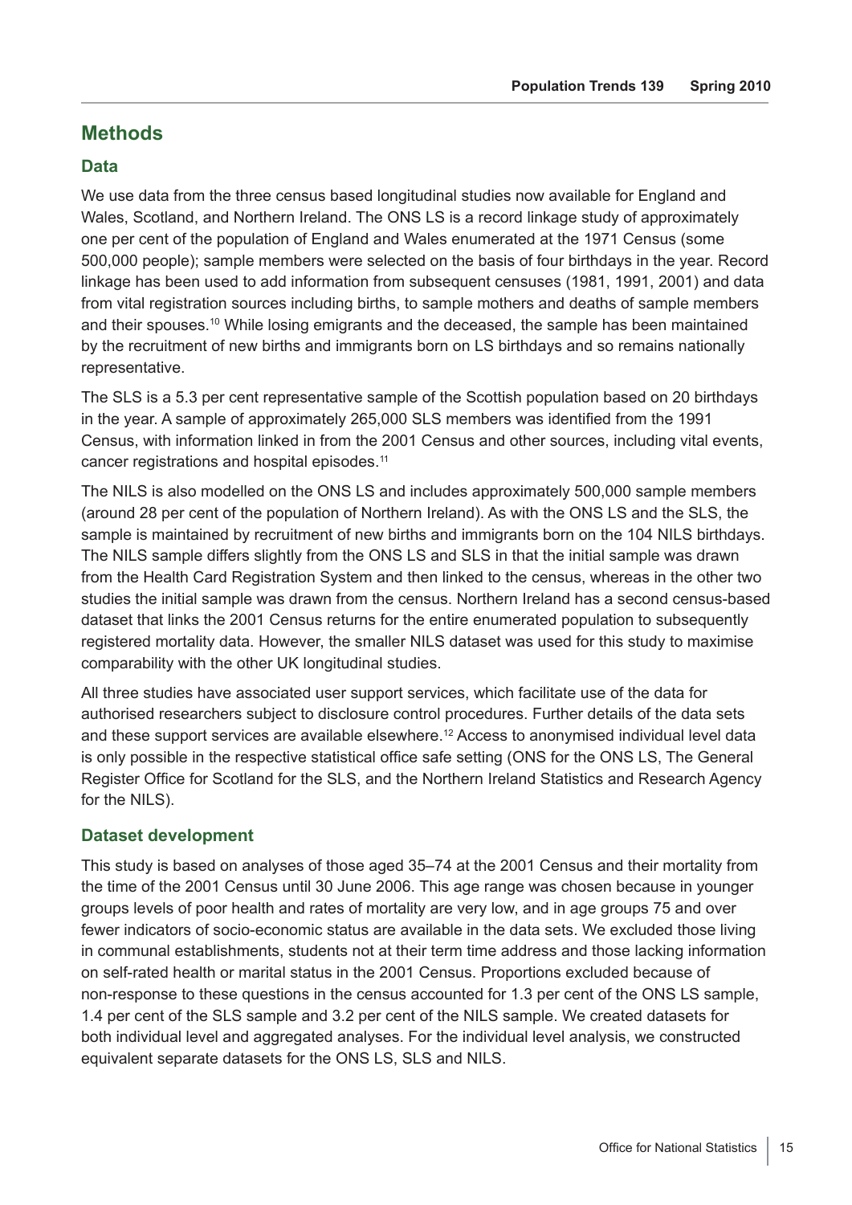## Methods

### Data

We use data from the three census based longitudinal studies now available for England and Wales, Scotland, and Northern Ireland. The ONS LS is a record linkage study of approximately one per cent of the population of England and Wales enumerated at the 1971 Census (some 500,000 people); sample members were selected on the basis of four birthdays in the year. Record linkage has been used to add information from subsequent censuses (1981, 1991, 2001) and data from vital registration sources including births, to sample mothers and deaths of sample members and their spouses.[10] While losing emigrants and the deceased, the sample has been maintained by the recruitment of new births and immigrants born on LS birthdays and so remains nationally representative.

The SLS is a 5.3 per cent representative sample of the Scottish population based on 20 birthdays in the year. A sample of approximately 265,000 SLS members was identified from the 1991 Census, with information linked in from the 2001 Census and other sources, including vital events, cancer registrations and hospital episodes.[11]

The NILS is also modelled on the ONS LS and includes approximately 500,000 sample members (around 28 per cent of the population of Northern Ireland). As with the ONS LS and the SLS, the sample is maintained by recruitment of new births and immigrants born on the 104 NILS birthdays. The NILS sample differs slightly from the ONS LS and SLS in that the initial sample was drawn from the Health Card Registration System and then linked to the census, whereas in the other two studies the initial sample was drawn from the census. Northern Ireland has a second census-based dataset that links the 2001 Census returns for the entire enumerated population to subsequently registered mortality data. However, the smaller NILS dataset was used for this study to maximise comparability with the other UK longitudinal studies.

All three studies have associated user support services, which facilitate use of the data for authorised researchers subject to disclosure control procedures. Further details of the data sets and these support services are available elsewhere.[12] Access to anonymised individual level data is only possible in the respective statistical office safe setting (ONS for the ONS LS, The General Register Office for Scotland for the SLS, and the Northern Ireland Statistics and Research Agency for the NILS).

### Dataset development

This study is based on analyses of those aged 35–74 at the 2001 Census and their mortality from the time of the 2001 Census until 30 June 2006. This age range was chosen because in younger groups levels of poor health and rates of mortality are very low, and in age groups 75 and over fewer indicators of socio-economic status are available in the data sets. We excluded those living in communal establishments, students not at their term time address and those lacking information on self-rated health or marital status in the 2001 Census. Proportions excluded because of non-response to these questions in the census accounted for 1.3 per cent of the ONS LS sample, 1.4 per cent of the SLS sample and 3.2 per cent of the NILS sample. We created datasets for both individual level and aggregated analyses. For the individual level analysis, we constructed equivalent separate datasets for the ONS LS, SLS and NILS.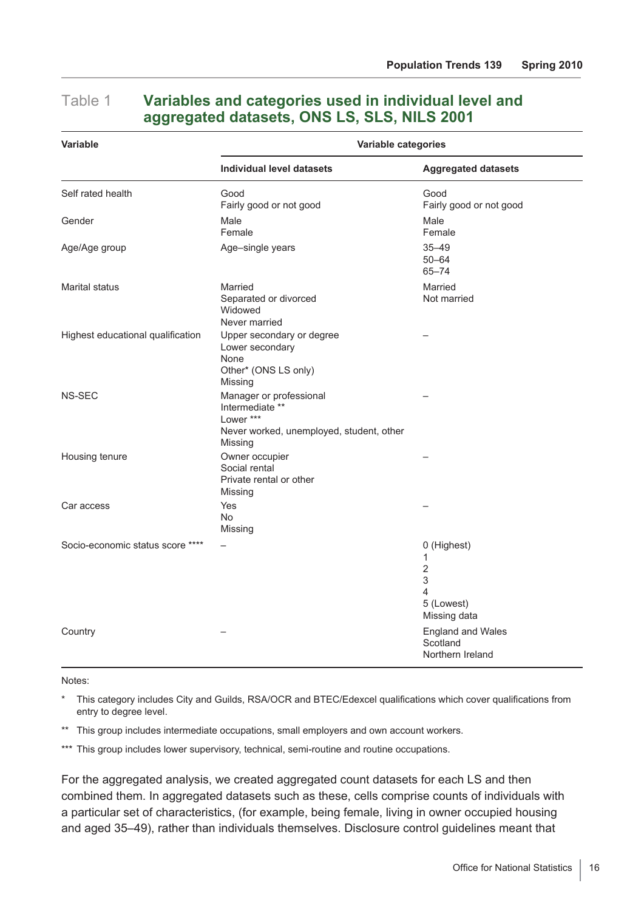## Table 1 Variables and categories used in individual level and aggregated datasets, ONS LS, SLS, NILS 2001

| Variable | Variable categories | |
|---|---|---|
| | **Individual level datasets** | **Aggregated datasets** |
| Self rated health | Good<br>Fairly good or not good | Good<br>Fairly good or not good |
| Gender | Male<br>Female | Male<br>Female |
| Age/Age group | Age–single years | 35–49<br>50–64<br>65–74 |
| Marital status | Married<br>Separated or divorced<br>Widowed<br>Never married | Married<br>Not married |
| Highest educational qualification | Upper secondary or degree<br>Lower secondary<br>None<br>Other* (ONS LS only)<br>Missing | – |
| NS-SEC | Manager or professional<br>Intermediate **<br>Lower ***<br>Never worked, unemployed, student, other<br>Missing | – |
| Housing tenure | Owner occupier<br>Social rental<br>Private rental or other<br>Missing | – |
| Car access | Yes<br>No<br>Missing | – |
| Socio-economic status score **** | – | 0 (Highest)<br>1<br>2<br>3<br>4<br>5 (Lowest)<br>Missing data |
| Country | – | England and Wales<br>Scotland<br>Northern Ireland |

Notes:

\* This category includes City and Guilds, RSA/OCR and BTEC/Edexcel qualifications which cover qualifications from entry to degree level.

\** This group includes intermediate occupations, small employers and own account workers.

\*** This group includes lower supervisory, technical, semi-routine and routine occupations.

For the aggregated analysis, we created aggregated count datasets for each LS and then combined them. In aggregated datasets such as these, cells comprise counts of individuals with a particular set of characteristics, (for example, being female, living in owner occupied housing and aged 35–49), rather than individuals themselves. Disclosure control guidelines meant that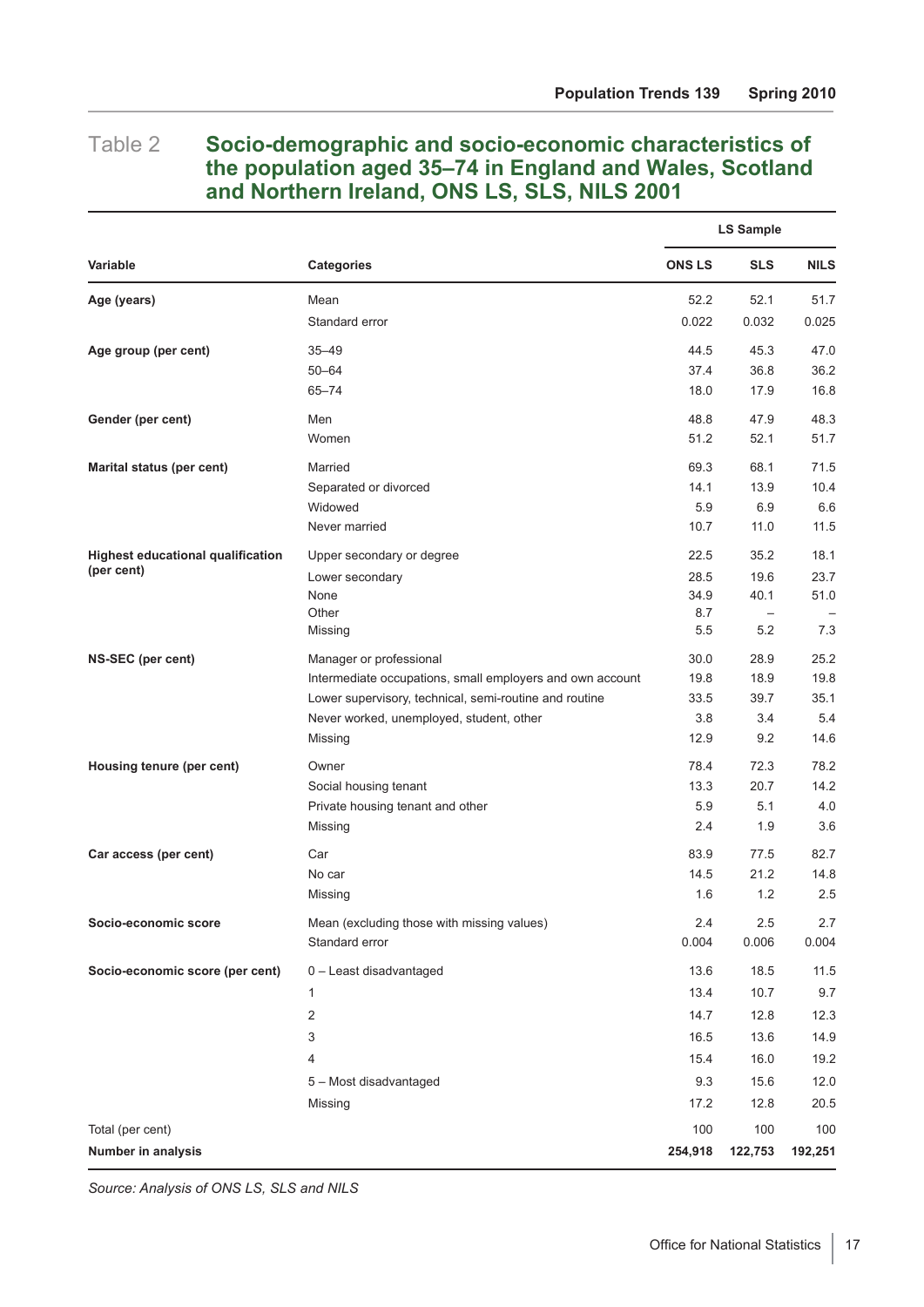## Table 2 Socio-demographic and socio-economic characteristics of the population aged 35–74 in England and Wales, Scotland and Northern Ireland, ONS LS, SLS, NILS 2001

| | | LS Sample | | |
|---|---|---|---|---|
| **Variable** | **Categories** | **ONS LS** | **SLS** | **NILS** |
| **Age (years)** | Mean | 52.2 | 52.1 | 51.7 |
| | Standard error | 0.022 | 0.032 | 0.025 |
| **Age group (per cent)** | 35–49 | 44.5 | 45.3 | 47.0 |
| | 50–64 | 37.4 | 36.8 | 36.2 |
| | 65–74 | 18.0 | 17.9 | 16.8 |
| **Gender (per cent)** | Men | 48.8 | 47.9 | 48.3 |
| | Women | 51.2 | 52.1 | 51.7 |
| **Marital status (per cent)** | Married | 69.3 | 68.1 | 71.5 |
| | Separated or divorced | 14.1 | 13.9 | 10.4 |
| | Widowed | 5.9 | 6.9 | 6.6 |
| | Never married | 10.7 | 11.0 | 11.5 |
| **Highest educational qualification (per cent)** | Upper secondary or degree | 22.5 | 35.2 | 18.1 |
| | Lower secondary | 28.5 | 19.6 | 23.7 |
| | None | 34.9 | 40.1 | 51.0 |
| | Other | 8.7 | – | – |
| | Missing | 5.5 | 5.2 | 7.3 |
| **NS-SEC (per cent)** | Manager or professional | 30.0 | 28.9 | 25.2 |
| | Intermediate occupations, small employers and own account | 19.8 | 18.9 | 19.8 |
| | Lower supervisory, technical, semi-routine and routine | 33.5 | 39.7 | 35.1 |
| | Never worked, unemployed, student, other | 3.8 | 3.4 | 5.4 |
| | Missing | 12.9 | 9.2 | 14.6 |
| **Housing tenure (per cent)** | Owner | 78.4 | 72.3 | 78.2 |
| | Social housing tenant | 13.3 | 20.7 | 14.2 |
| | Private housing tenant and other | 5.9 | 5.1 | 4.0 |
| | Missing | 2.4 | 1.9 | 3.6 |
| **Car access (per cent)** | Car | 83.9 | 77.5 | 82.7 |
| | No car | 14.5 | 21.2 | 14.8 |
| | Missing | 1.6 | 1.2 | 2.5 |
| **Socio-economic score** | Mean (excluding those with missing values) | 2.4 | 2.5 | 2.7 |
| | Standard error | 0.004 | 0.006 | 0.004 |
| **Socio-economic score (per cent)** | 0 – Least disadvantaged | 13.6 | 18.5 | 11.5 |
| | 1 | 13.4 | 10.7 | 9.7 |
| | 2 | 14.7 | 12.8 | 12.3 |
| | 3 | 16.5 | 13.6 | 14.9 |
| | 4 | 15.4 | 16.0 | 19.2 |
| | 5 – Most disadvantaged | 9.3 | 15.6 | 12.0 |
| | Missing | 17.2 | 12.8 | 20.5 |
| Total (per cent) | | 100 | 100 | 100 |
| **Number in analysis** | | **254,918** | **122,753** | **192,251** |

*Source: Analysis of ONS LS, SLS and NILS*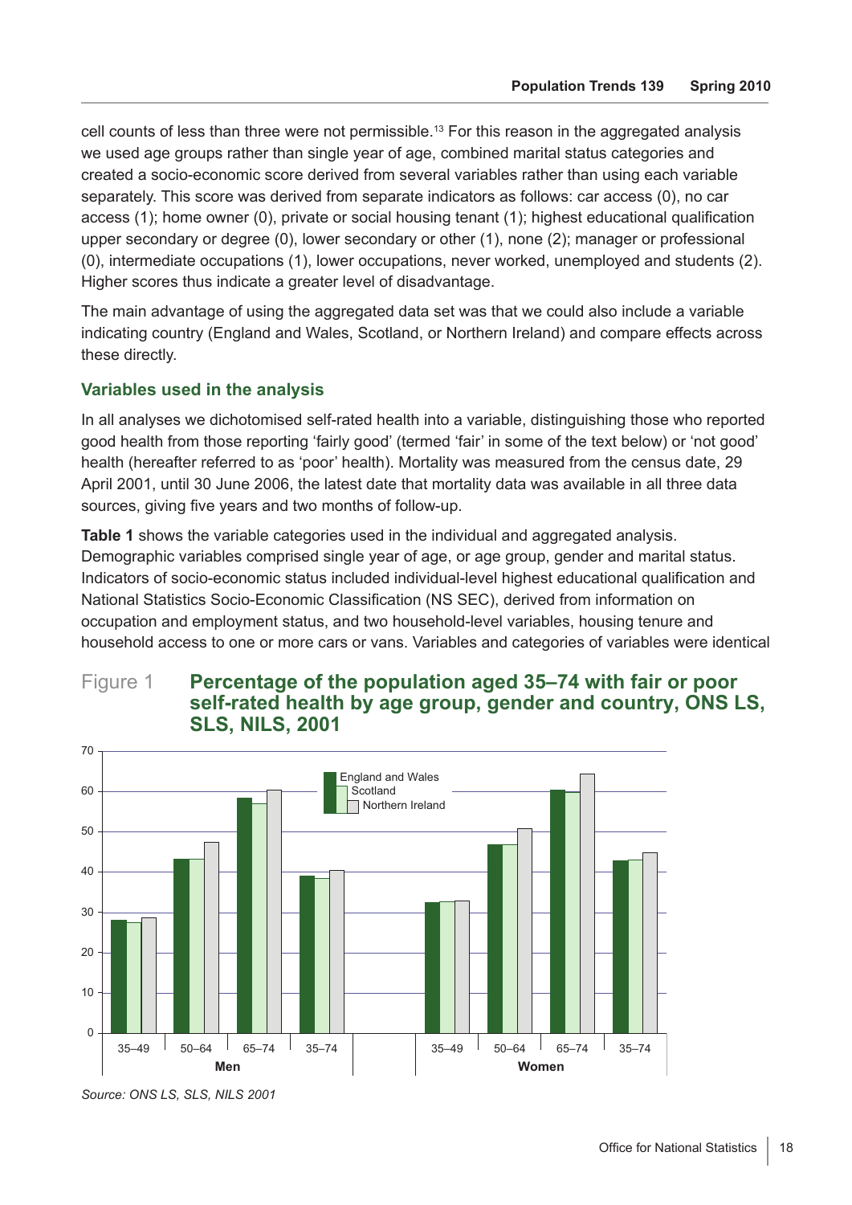cell counts of less than three were not permissible.[13] For this reason in the aggregated analysis we used age groups rather than single year of age, combined marital status categories and created a socio-economic score derived from several variables rather than using each variable separately. This score was derived from separate indicators as follows: car access (0), no car access (1); home owner (0), private or social housing tenant (1); highest educational qualification upper secondary or degree (0), lower secondary or other (1), none (2); manager or professional (0), intermediate occupations (1), lower occupations, never worked, unemployed and students (2). Higher scores thus indicate a greater level of disadvantage.

The main advantage of using the aggregated data set was that we could also include a variable indicating country (England and Wales, Scotland, or Northern Ireland) and compare effects across these directly.

### Variables used in the analysis

In all analyses we dichotomised self-rated health into a variable, distinguishing those who reported good health from those reporting 'fairly good' (termed 'fair' in some of the text below) or 'not good' health (hereafter referred to as 'poor' health). Mortality was measured from the census date, 29 April 2001, until 30 June 2006, the latest date that mortality data was available in all three data sources, giving five years and two months of follow-up.

**Table 1** shows the variable categories used in the individual and aggregated analysis. Demographic variables comprised single year of age, or age group, gender and marital status. Indicators of socio-economic status included individual-level highest educational qualification and National Statistics Socio-Economic Classification (NS SEC), derived from information on occupation and employment status, and two household-level variables, housing tenure and household access to one or more cars or vans. Variables and categories of variables were identical

Figure 1 **Percentage of the population aged 35–74 with fair or poor self-rated health by age group, gender and country, ONS LS, SLS, NILS, 2001**

*Source: ONS LS, SLS, NILS 2001*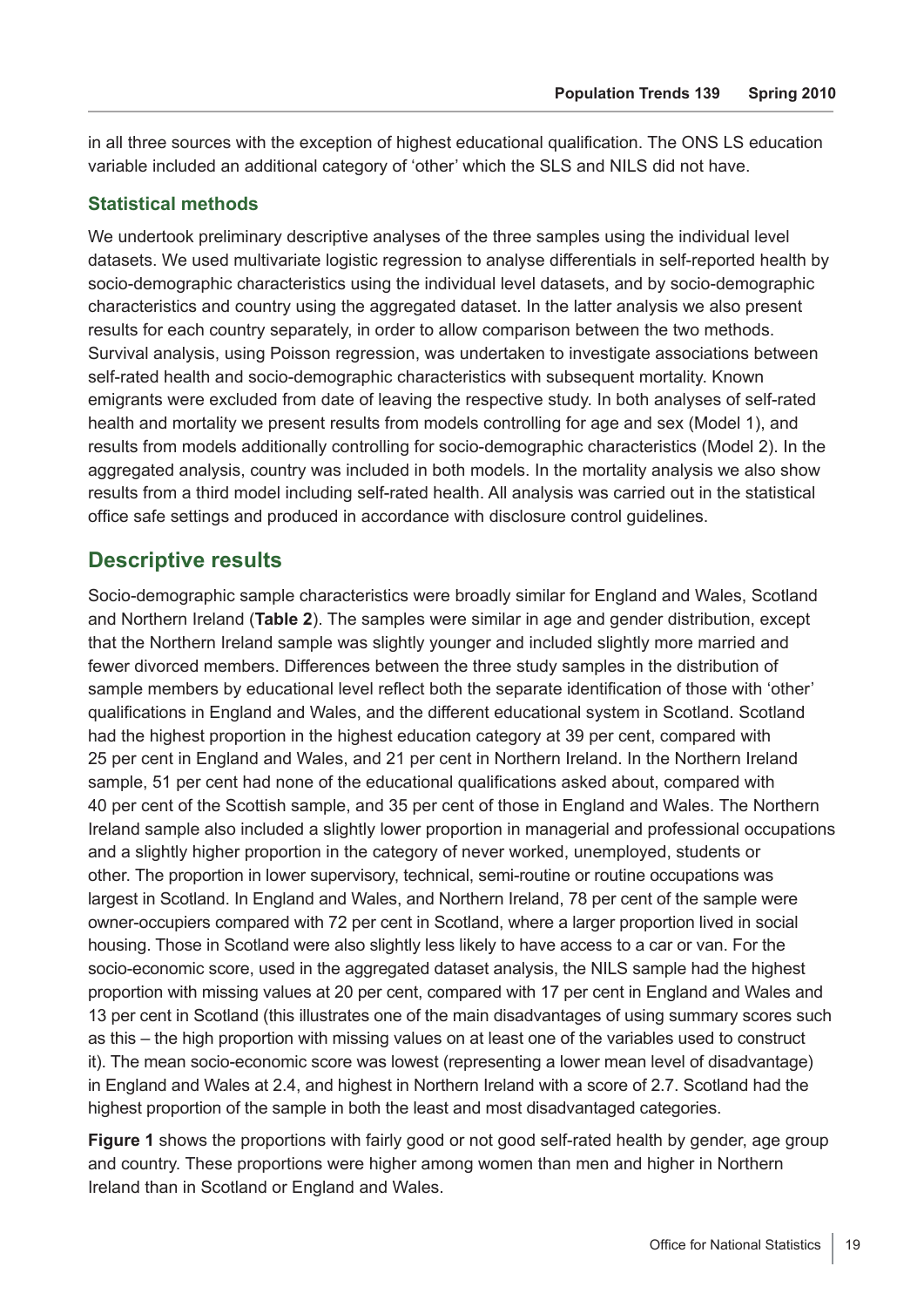in all three sources with the exception of highest educational qualification. The ONS LS education variable included an additional category of 'other' which the SLS and NILS did not have.

### Statistical methods

We undertook preliminary descriptive analyses of the three samples using the individual level datasets. We used multivariate logistic regression to analyse differentials in self-reported health by socio-demographic characteristics using the individual level datasets, and by socio-demographic characteristics and country using the aggregated dataset. In the latter analysis we also present results for each country separately, in order to allow comparison between the two methods. Survival analysis, using Poisson regression, was undertaken to investigate associations between self-rated health and socio-demographic characteristics with subsequent mortality. Known emigrants were excluded from date of leaving the respective study. In both analyses of self-rated health and mortality we present results from models controlling for age and sex (Model 1), and results from models additionally controlling for socio-demographic characteristics (Model 2). In the aggregated analysis, country was included in both models. In the mortality analysis we also show results from a third model including self-rated health. All analysis was carried out in the statistical office safe settings and produced in accordance with disclosure control guidelines.

## Descriptive results

Socio-demographic sample characteristics were broadly similar for England and Wales, Scotland and Northern Ireland (**Table 2**). The samples were similar in age and gender distribution, except that the Northern Ireland sample was slightly younger and included slightly more married and fewer divorced members. Differences between the three study samples in the distribution of sample members by educational level reflect both the separate identification of those with 'other' qualifications in England and Wales, and the different educational system in Scotland. Scotland had the highest proportion in the highest education category at 39 per cent, compared with 25 per cent in England and Wales, and 21 per cent in Northern Ireland. In the Northern Ireland sample, 51 per cent had none of the educational qualifications asked about, compared with 40 per cent of the Scottish sample, and 35 per cent of those in England and Wales. The Northern Ireland sample also included a slightly lower proportion in managerial and professional occupations and a slightly higher proportion in the category of never worked, unemployed, students or other. The proportion in lower supervisory, technical, semi-routine or routine occupations was largest in Scotland. In England and Wales, and Northern Ireland, 78 per cent of the sample were owner-occupiers compared with 72 per cent in Scotland, where a larger proportion lived in social housing. Those in Scotland were also slightly less likely to have access to a car or van. For the socio-economic score, used in the aggregated dataset analysis, the NILS sample had the highest proportion with missing values at 20 per cent, compared with 17 per cent in England and Wales and 13 per cent in Scotland (this illustrates one of the main disadvantages of using summary scores such as this – the high proportion with missing values on at least one of the variables used to construct it). The mean socio-economic score was lowest (representing a lower mean level of disadvantage) in England and Wales at 2.4, and highest in Northern Ireland with a score of 2.7. Scotland had the highest proportion of the sample in both the least and most disadvantaged categories.

**Figure 1** shows the proportions with fairly good or not good self-rated health by gender, age group and country. These proportions were higher among women than men and higher in Northern Ireland than in Scotland or England and Wales.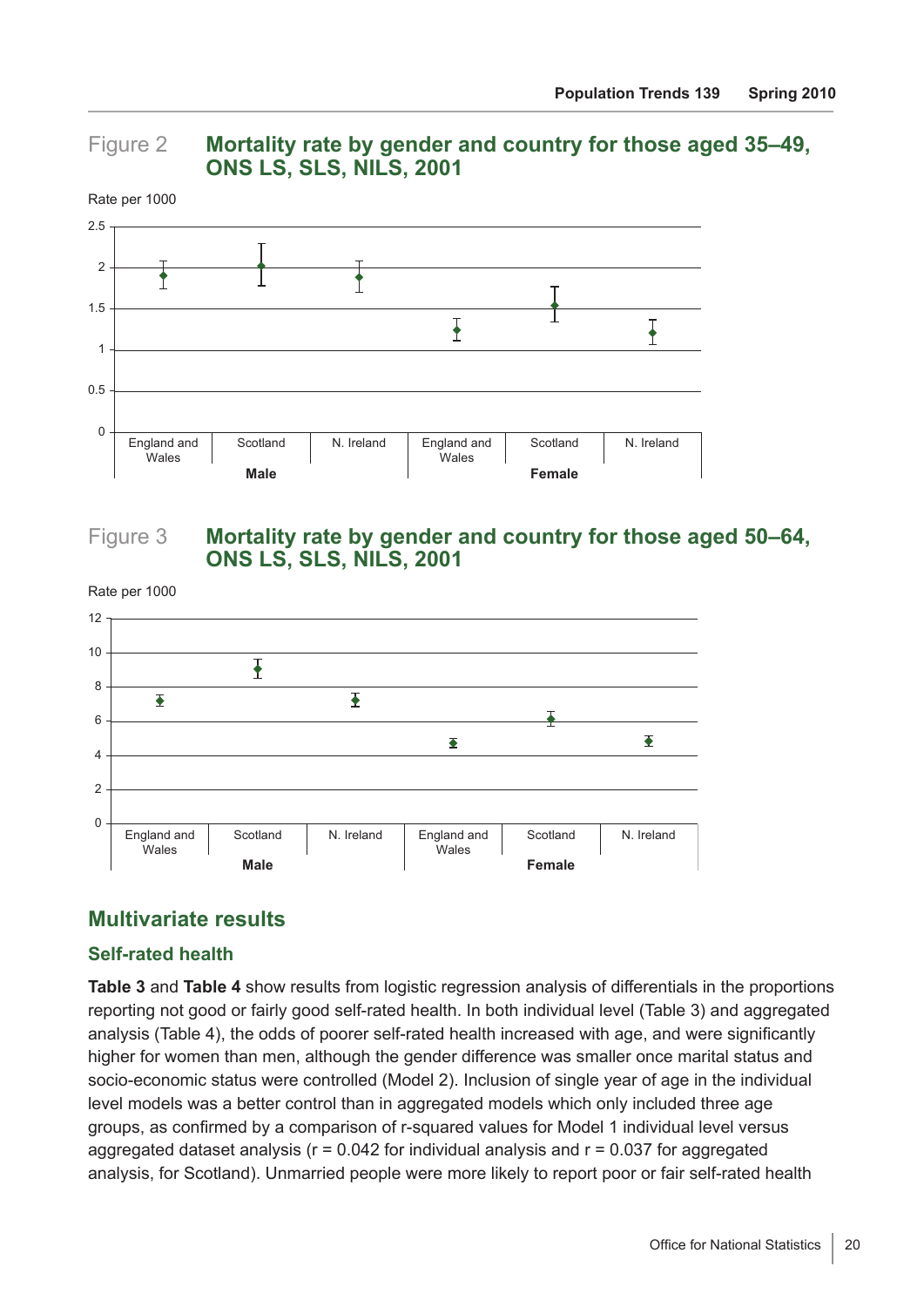## Figure 2 **Mortality rate by gender and country for those aged 35–49, ONS LS, SLS, NILS, 2001**

## Figure 3 **Mortality rate by gender and country for those aged 50–64, ONS LS, SLS, NILS, 2001**

## Multivariate results

### Self-rated health

**Table 3** and **Table 4** show results from logistic regression analysis of differentials in the proportions reporting not good or fairly good self-rated health. In both individual level (Table 3) and aggregated analysis (Table 4), the odds of poorer self-rated health increased with age, and were significantly higher for women than men, although the gender difference was smaller once marital status and socio-economic status were controlled (Model 2). Inclusion of single year of age in the individual level models was a better control than in aggregated models which only included three age groups, as confirmed by a comparison of r-squared values for Model 1 individual level versus aggregated dataset analysis ($r = 0.042$ for individual analysis and $r = 0.037$ for aggregated analysis, for Scotland). Unmarried people were more likely to report poor or fair self-rated health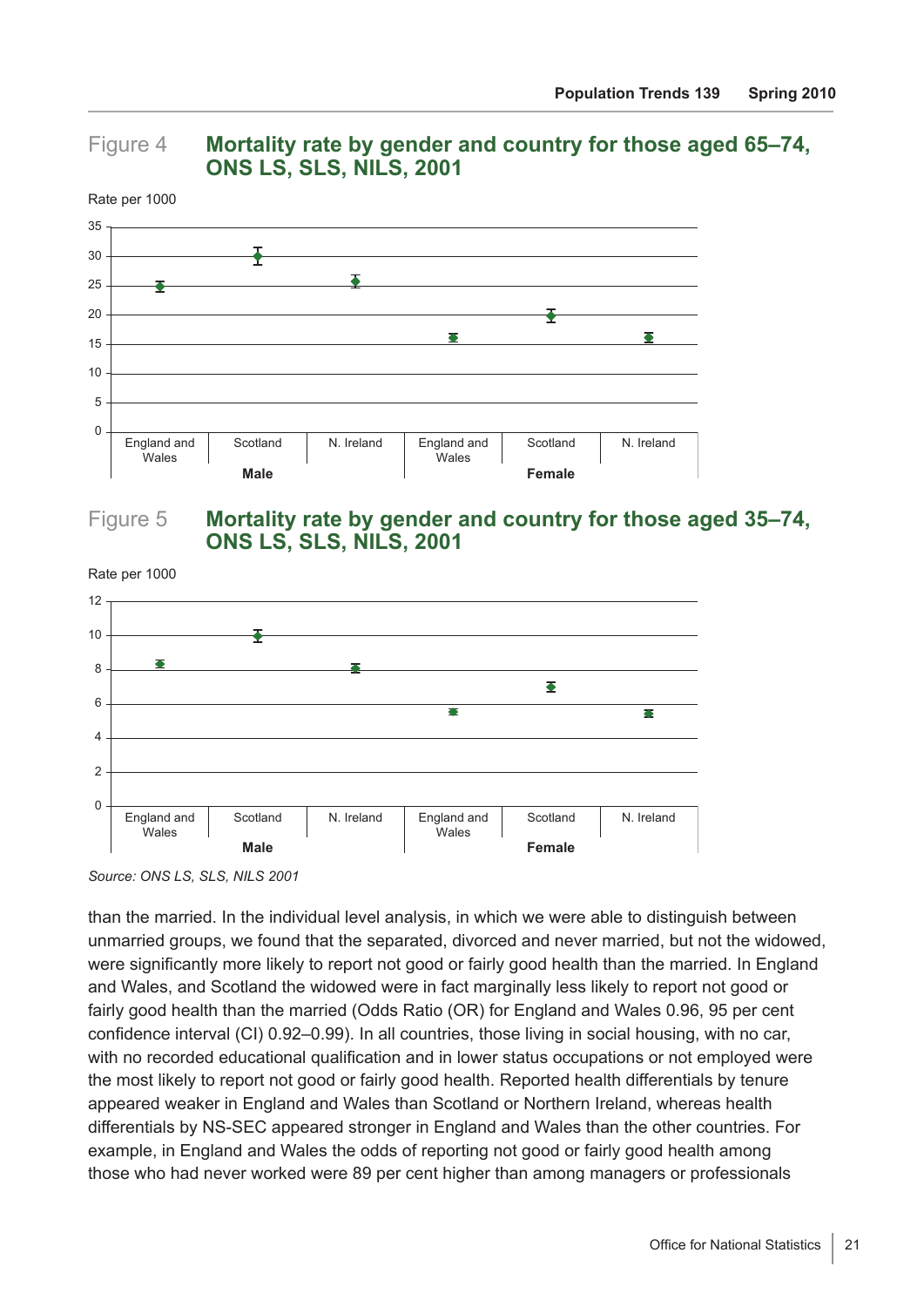Figure 4 **Mortality rate by gender and country for those aged 65–74, ONS LS, SLS, NILS, 2001**

Figure 5 **Mortality rate by gender and country for those aged 35–74, ONS LS, SLS, NILS, 2001**

*Source: ONS LS, SLS, NILS 2001*

than the married. In the individual level analysis, in which we were able to distinguish between unmarried groups, we found that the separated, divorced and never married, but not the widowed, were significantly more likely to report not good or fairly good health than the married. In England and Wales, and Scotland the widowed were in fact marginally less likely to report not good or fairly good health than the married (Odds Ratio (OR) for England and Wales 0.96, 95 per cent confidence interval (CI) 0.92–0.99). In all countries, those living in social housing, with no car, with no recorded educational qualification and in lower status occupations or not employed were the most likely to report not good or fairly good health. Reported health differentials by tenure appeared weaker in England and Wales than Scotland or Northern Ireland, whereas health differentials by NS-SEC appeared stronger in England and Wales than the other countries. For example, in England and Wales the odds of reporting not good or fairly good health among those who had never worked were 89 per cent higher than among managers or professionals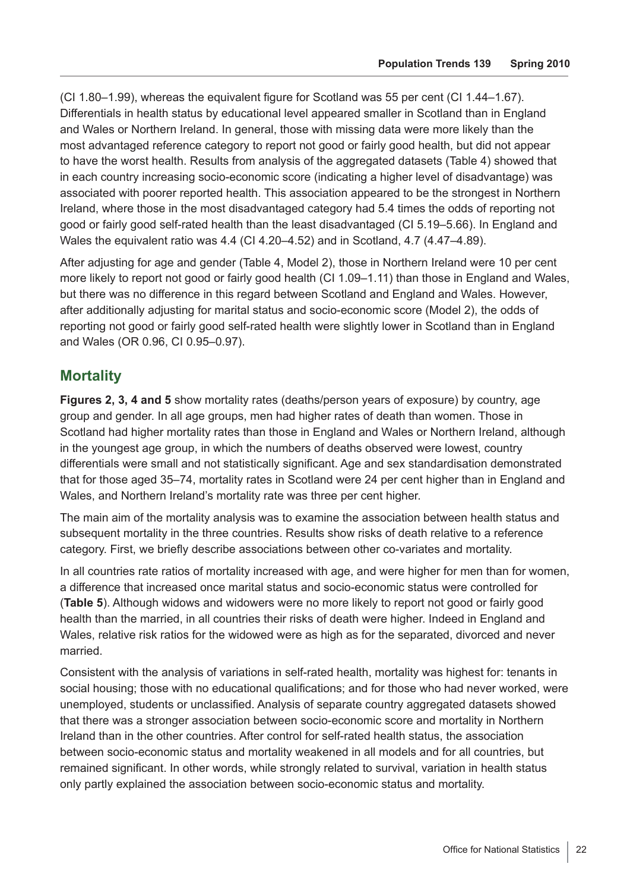(CI 1.80–1.99), whereas the equivalent figure for Scotland was 55 per cent (CI 1.44–1.67). Differentials in health status by educational level appeared smaller in Scotland than in England and Wales or Northern Ireland. In general, those with missing data were more likely than the most advantaged reference category to report not good or fairly good health, but did not appear to have the worst health. Results from analysis of the aggregated datasets (Table 4) showed that in each country increasing socio-economic score (indicating a higher level of disadvantage) was associated with poorer reported health. This association appeared to be the strongest in Northern Ireland, where those in the most disadvantaged category had 5.4 times the odds of reporting not good or fairly good self-rated health than the least disadvantaged (CI 5.19–5.66). In England and Wales the equivalent ratio was 4.4 (CI 4.20–4.52) and in Scotland, 4.7 (4.47–4.89).

After adjusting for age and gender (Table 4, Model 2), those in Northern Ireland were 10 per cent more likely to report not good or fairly good health (CI 1.09–1.11) than those in England and Wales, but there was no difference in this regard between Scotland and England and Wales. However, after additionally adjusting for marital status and socio-economic score (Model 2), the odds of reporting not good or fairly good self-rated health were slightly lower in Scotland than in England and Wales (OR 0.96, CI 0.95–0.97).

## Mortality

**Figures 2, 3, 4 and 5** show mortality rates (deaths/person years of exposure) by country, age group and gender. In all age groups, men had higher rates of death than women. Those in Scotland had higher mortality rates than those in England and Wales or Northern Ireland, although in the youngest age group, in which the numbers of deaths observed were lowest, country differentials were small and not statistically significant. Age and sex standardisation demonstrated that for those aged 35–74, mortality rates in Scotland were 24 per cent higher than in England and Wales, and Northern Ireland's mortality rate was three per cent higher.

The main aim of the mortality analysis was to examine the association between health status and subsequent mortality in the three countries. Results show risks of death relative to a reference category. First, we briefly describe associations between other co-variates and mortality.

In all countries rate ratios of mortality increased with age, and were higher for men than for women, a difference that increased once marital status and socio-economic status were controlled for (**Table 5**). Although widows and widowers were no more likely to report not good or fairly good health than the married, in all countries their risks of death were higher. Indeed in England and Wales, relative risk ratios for the widowed were as high as for the separated, divorced and never married.

Consistent with the analysis of variations in self-rated health, mortality was highest for: tenants in social housing; those with no educational qualifications; and for those who had never worked, were unemployed, students or unclassified. Analysis of separate country aggregated datasets showed that there was a stronger association between socio-economic score and mortality in Northern Ireland than in the other countries. After control for self-rated health status, the association between socio-economic status and mortality weakened in all models and for all countries, but remained significant. In other words, while strongly related to survival, variation in health status only partly explained the association between socio-economic status and mortality.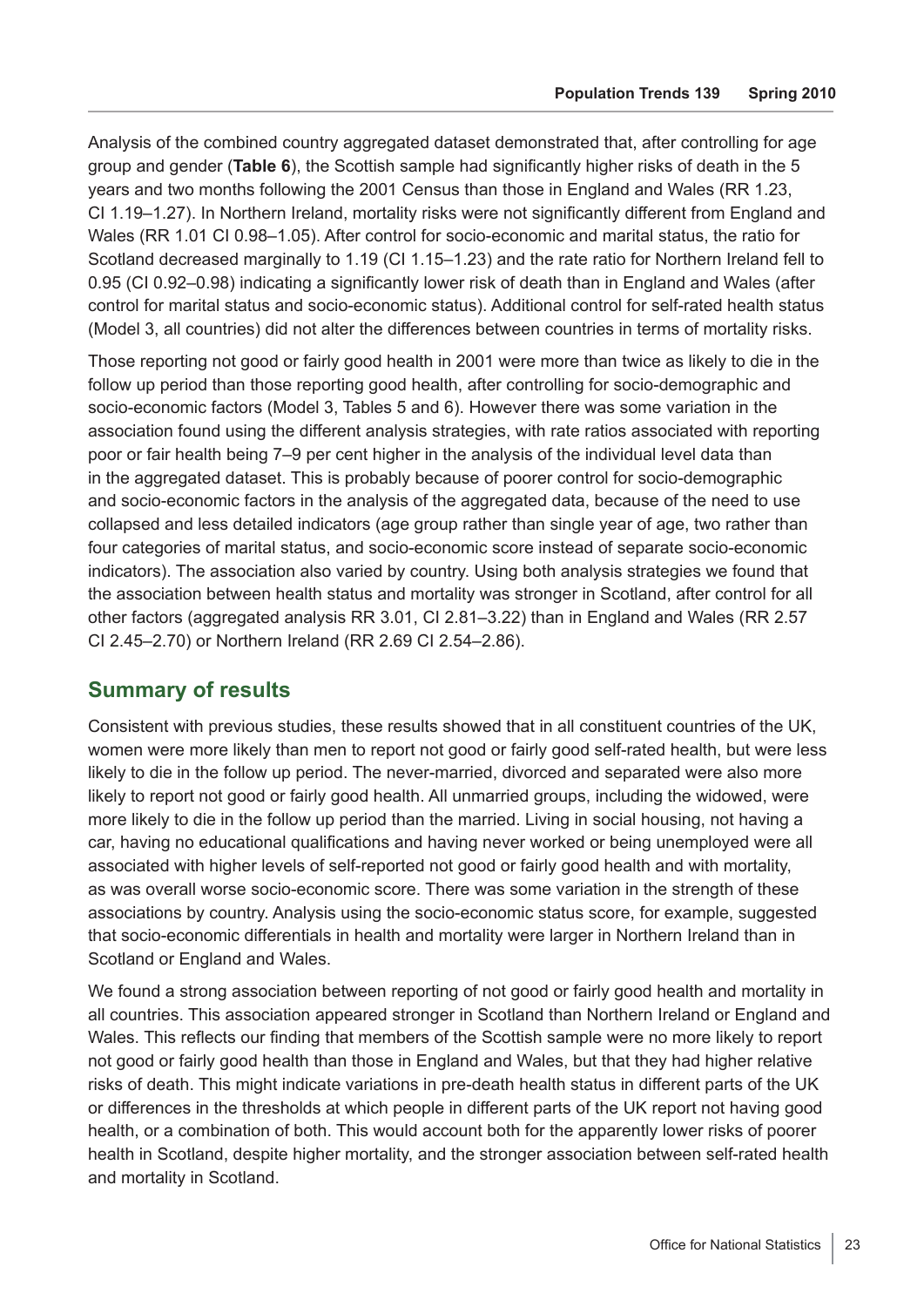Analysis of the combined country aggregated dataset demonstrated that, after controlling for age group and gender (**Table 6**), the Scottish sample had significantly higher risks of death in the 5 years and two months following the 2001 Census than those in England and Wales (RR 1.23, CI 1.19–1.27). In Northern Ireland, mortality risks were not significantly different from England and Wales (RR 1.01 CI 0.98–1.05). After control for socio-economic and marital status, the ratio for Scotland decreased marginally to 1.19 (CI 1.15–1.23) and the rate ratio for Northern Ireland fell to 0.95 (CI 0.92–0.98) indicating a significantly lower risk of death than in England and Wales (after control for marital status and socio-economic status). Additional control for self-rated health status (Model 3, all countries) did not alter the differences between countries in terms of mortality risks.

Those reporting not good or fairly good health in 2001 were more than twice as likely to die in the follow up period than those reporting good health, after controlling for socio-demographic and socio-economic factors (Model 3, Tables 5 and 6). However there was some variation in the association found using the different analysis strategies, with rate ratios associated with reporting poor or fair health being 7–9 per cent higher in the analysis of the individual level data than in the aggregated dataset. This is probably because of poorer control for socio-demographic and socio-economic factors in the analysis of the aggregated data, because of the need to use collapsed and less detailed indicators (age group rather than single year of age, two rather than four categories of marital status, and socio-economic score instead of separate socio-economic indicators). The association also varied by country. Using both analysis strategies we found that the association between health status and mortality was stronger in Scotland, after control for all other factors (aggregated analysis RR 3.01, CI 2.81–3.22) than in England and Wales (RR 2.57 CI 2.45–2.70) or Northern Ireland (RR 2.69 CI 2.54–2.86).

## Summary of results

Consistent with previous studies, these results showed that in all constituent countries of the UK, women were more likely than men to report not good or fairly good self-rated health, but were less likely to die in the follow up period. The never-married, divorced and separated were also more likely to report not good or fairly good health. All unmarried groups, including the widowed, were more likely to die in the follow up period than the married. Living in social housing, not having a car, having no educational qualifications and having never worked or being unemployed were all associated with higher levels of self-reported not good or fairly good health and with mortality, as was overall worse socio-economic score. There was some variation in the strength of these associations by country. Analysis using the socio-economic status score, for example, suggested that socio-economic differentials in health and mortality were larger in Northern Ireland than in Scotland or England and Wales.

We found a strong association between reporting of not good or fairly good health and mortality in all countries. This association appeared stronger in Scotland than Northern Ireland or England and Wales. This reflects our finding that members of the Scottish sample were no more likely to report not good or fairly good health than those in England and Wales, but that they had higher relative risks of death. This might indicate variations in pre-death health status in different parts of the UK or differences in the thresholds at which people in different parts of the UK report not having good health, or a combination of both. This would account both for the apparently lower risks of poorer health in Scotland, despite higher mortality, and the stronger association between self-rated health and mortality in Scotland.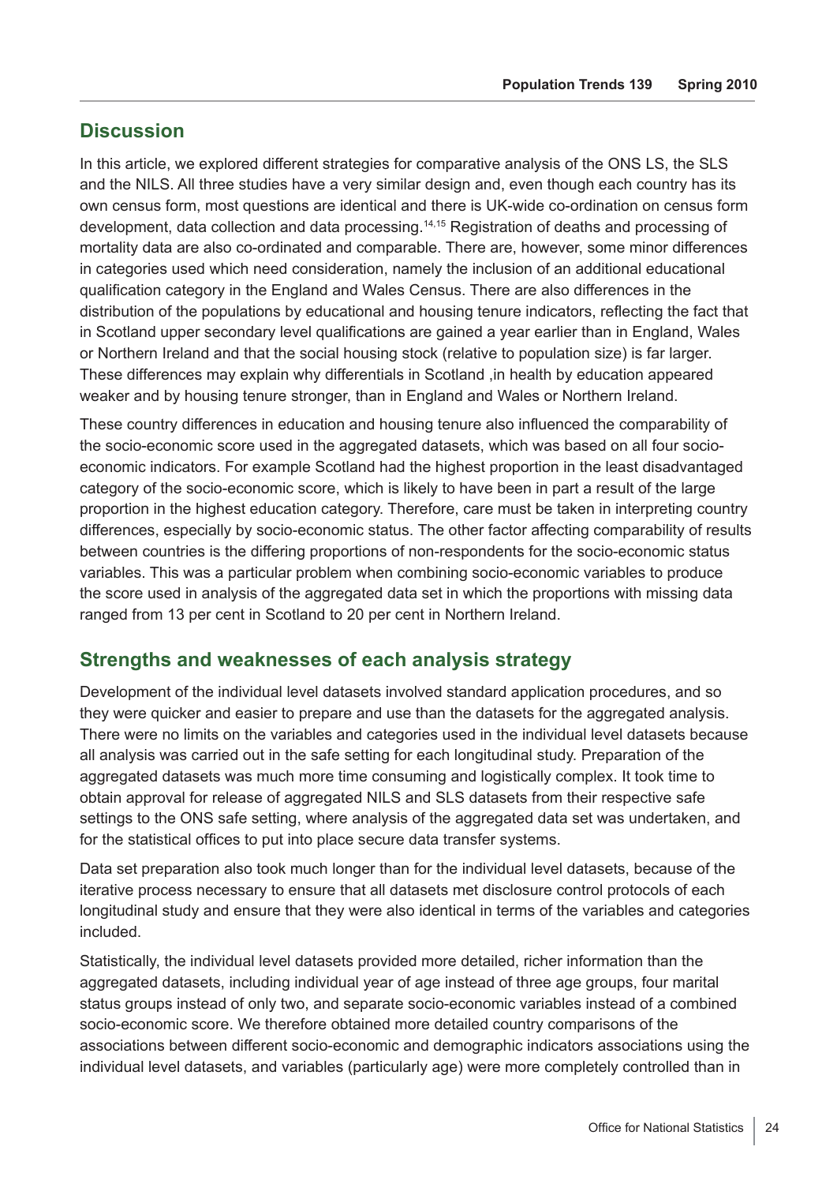## Discussion

In this article, we explored different strategies for comparative analysis of the ONS LS, the SLS and the NILS. All three studies have a very similar design and, even though each country has its own census form, most questions are identical and there is UK-wide co-ordination on census form development, data collection and data processing.[14,15] Registration of deaths and processing of mortality data are also co-ordinated and comparable. There are, however, some minor differences in categories used which need consideration, namely the inclusion of an additional educational qualification category in the England and Wales Census. There are also differences in the distribution of the populations by educational and housing tenure indicators, reflecting the fact that in Scotland upper secondary level qualifications are gained a year earlier than in England, Wales or Northern Ireland and that the social housing stock (relative to population size) is far larger. These differences may explain why differentials in Scotland ,in health by education appeared weaker and by housing tenure stronger, than in England and Wales or Northern Ireland.

These country differences in education and housing tenure also influenced the comparability of the socio-economic score used in the aggregated datasets, which was based on all four socio-economic indicators. For example Scotland had the highest proportion in the least disadvantaged category of the socio-economic score, which is likely to have been in part a result of the large proportion in the highest education category. Therefore, care must be taken in interpreting country differences, especially by socio-economic status. The other factor affecting comparability of results between countries is the differing proportions of non-respondents for the socio-economic status variables. This was a particular problem when combining socio-economic variables to produce the score used in analysis of the aggregated data set in which the proportions with missing data ranged from 13 per cent in Scotland to 20 per cent in Northern Ireland.

## Strengths and weaknesses of each analysis strategy

Development of the individual level datasets involved standard application procedures, and so they were quicker and easier to prepare and use than the datasets for the aggregated analysis. There were no limits on the variables and categories used in the individual level datasets because all analysis was carried out in the safe setting for each longitudinal study. Preparation of the aggregated datasets was much more time consuming and logistically complex. It took time to obtain approval for release of aggregated NILS and SLS datasets from their respective safe settings to the ONS safe setting, where analysis of the aggregated data set was undertaken, and for the statistical offices to put into place secure data transfer systems.

Data set preparation also took much longer than for the individual level datasets, because of the iterative process necessary to ensure that all datasets met disclosure control protocols of each longitudinal study and ensure that they were also identical in terms of the variables and categories included.

Statistically, the individual level datasets provided more detailed, richer information than the aggregated datasets, including individual year of age instead of three age groups, four marital status groups instead of only two, and separate socio-economic variables instead of a combined socio-economic score. We therefore obtained more detailed country comparisons of the associations between different socio-economic and demographic indicators associations using the individual level datasets, and variables (particularly age) were more completely controlled than in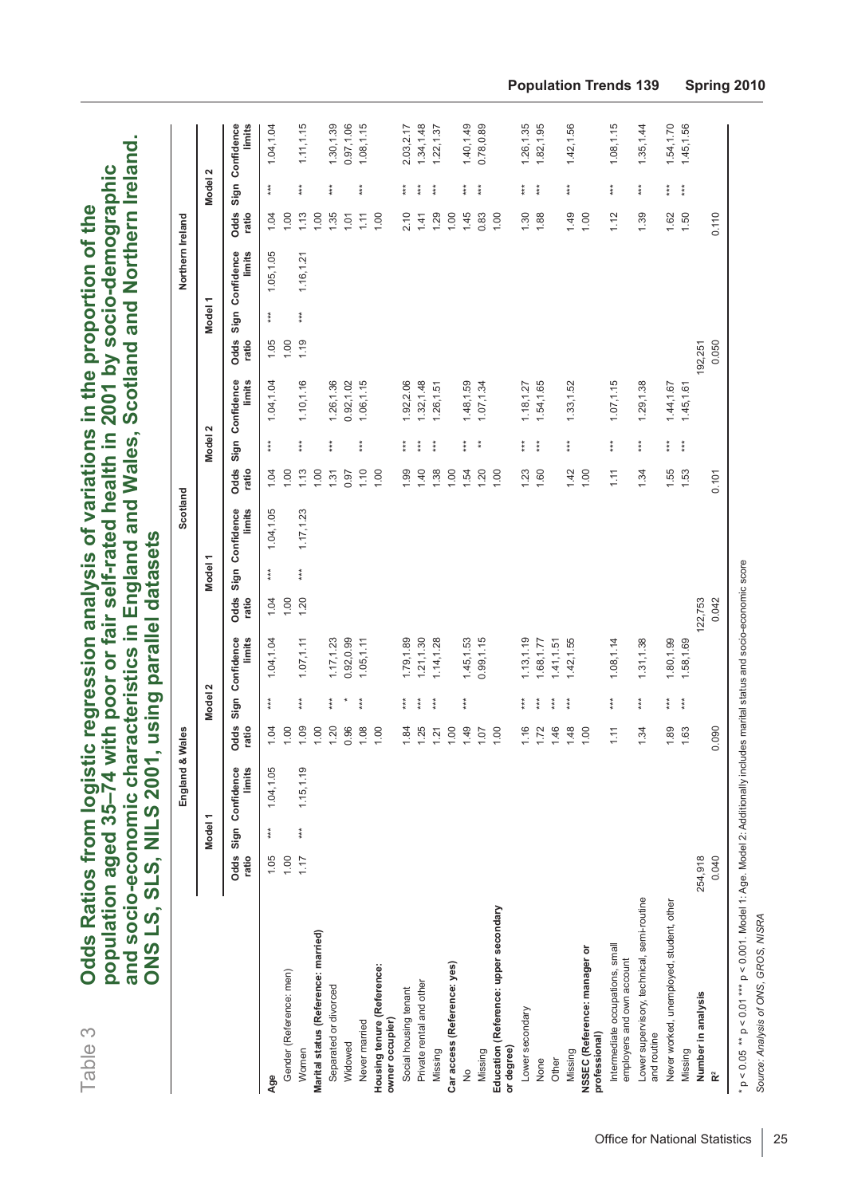Table 3

# Odds Ratios from logistic regression analysis of variations in the proportion of the population aged 35–74 with poor or fair self-rated health in 2001 by socio-demographic and socio-economic characteristics in England and Wales, Scotland and Northern Ireland. ONS LS, SLS, NILS 2001, using parallel datasets

| | England & Wales | | | | | | Scotland | | | | | | Northern Ireland | | | | | |
|---|---|---|---|---|---|---|---|---|---|---|---|---|---|---|---|---|---|---|
| | Model 1 | | | Model 2 | | | Model 1 | | | Model 2 | | | Model 1 | | | Model 2 | | |
| | Odds ratio | Sign | Confidence limits | Odds ratio | Sign | Confidence limits | Odds ratio | Sign | Confidence limits | Odds ratio | Sign | Confidence limits | Odds ratio | Sign | Confidence limits | Odds ratio | Sign | Confidence limits |
| **Age** | 1.05 | *** | 1.04,1.05 | 1.04 | *** | 1.04,1.04 | 1.04 | *** | 1.04,1.05 | 1.04 | *** | 1.04,1.04 | 1.05 | *** | 1.05,1.05 | 1.04 | *** | 1.04,1.04 |
| Gender (Reference: men) | 1.00 | | | 1.00 | | | 1.00 | | | 1.00 | | | 1.00 | | | 1.00 | | |
| Women | 1.17 | *** | 1.15,1.19 | 1.09 | *** | 1.07,1.11 | 1.20 | *** | 1.17,1.23 | 1.13 | *** | 1.10,1.16 | 1.19 | *** | 1.16,1.21 | 1.13 | *** | 1.11,1.15 |
| **Marital status (Reference: married)** | | | | 1.00 | | | | | | 1.00 | | | | | | 1.00 | | |
| Separated or divorced | | | | 1.20 | *** | 1.17,1.23 | | | | 1.31 | *** | 1.26,1.36 | | | | 1.35 | *** | 1.30,1.39 |
| Widowed | | | | 0.96 | * | 0.92,0.99 | | | | 0.97 | | 0.92,1.02 | | | | 1.01 | | 0.97,1.06 |
| Never married | | | | 1.08 | *** | 1.05,1.11 | | | | 1.10 | *** | 1.06,1.15 | | | | 1.11 | *** | 1.08,1.15 |
| **Housing tenure (Reference: owner occupier)** | | | | 1.00 | | | | | | 1.00 | | | | | | 1.00 | | |
| Social housing tenant | | | | 1.84 | *** | 1.79,1.89 | | | | 1.99 | *** | 1.92,2.06 | | | | 2.10 | *** | 2.03,2.17 |
| Private rental and other | | | | 1.25 | *** | 1.21,1.30 | | | | 1.40 | *** | 1.32,1.48 | | | | 1.41 | *** | 1.34,1.48 |
| Missing | | | | 1.21 | *** | 1.14,1.28 | | | | 1.38 | *** | 1.26,1.51 | | | | 1.29 | *** | 1.22,1.37 |
| **Car access (Reference: yes)** | | | | 1.00 | | | | | | 1.00 | | | | | | 1.00 | | |
| No | | | | 1.49 | *** | 1.45,1.53 | | | | 1.54 | *** | 1.48,1.59 | | | | 1.45 | *** | 1.40,1.49 |
| Missing | | | | 1.07 | | 0.99,1.15 | | | | 1.20 | ** | 1.07,1.34 | | | | 0.83 | *** | 0.78,0.89 |
| **Education (Reference: upper secondary or degree)** | | | | 1.00 | | | | | | 1.00 | | | | | | 1.00 | | |
| Lower secondary | | | | 1.16 | *** | 1.13,1.19 | | | | 1.23 | *** | 1.18,1.27 | | | | 1.30 | *** | 1.26,1.35 |
| None | | | | 1.72 | *** | 1.68,1.77 | | | | 1.60 | *** | 1.54,1.65 | | | | 1.88 | *** | 1.82,1.95 |
| Other | | | | 1.46 | *** | 1.41,1.51 | | | | | | | | | | | | |
| Missing | | | | 1.48 | *** | 1.42,1.55 | | | | 1.42 | *** | 1.33,1.52 | | | | 1.49 | *** | 1.42,1.56 |
| **NSSEC (Reference: manager or professional)** | | | | 1.00 | | | | | | 1.00 | | | | | | 1.00 | | |
| Intermediate occupations, small employers and own account | | | | 1.11 | *** | 1.08,1.14 | | | | 1.11 | *** | 1.07,1.15 | | | | 1.12 | *** | 1.08,1.15 |
| Lower supervisory, technical, semi-routine and routine | | | | 1.34 | *** | 1.31,1.38 | | | | 1.34 | *** | 1.29,1.38 | | | | 1.39 | *** | 1.35,1.44 |
| Never worked, unemployed, student, other | | | | 1.89 | *** | 1.80,1.99 | | | | 1.55 | *** | 1.44,1.67 | | | | 1.62 | *** | 1.54,1.70 |
| Missing | | | | 1.63 | *** | 1.58,1.69 | | | | 1.53 | *** | 1.45,1.61 | | | | 1.50 | *** | 1.45,1.56 |
| **Number in analysis** | 254,918 | | | | | | 122,753 | | | | | | 192,251 | | | | | |
| **$R^2$** | 0.040 | | | 0.090 | | | 0.042 | | | 0.101 | | | 0.050 | | | 0.110 | | |

* $p < 0.05$ ** $p < 0.01$ *** $p < 0.001$. Model 1: Age. Model 2: Additionally includes marital status and socio-economic score

*Source: Analysis of ONS, GROS, NISRA*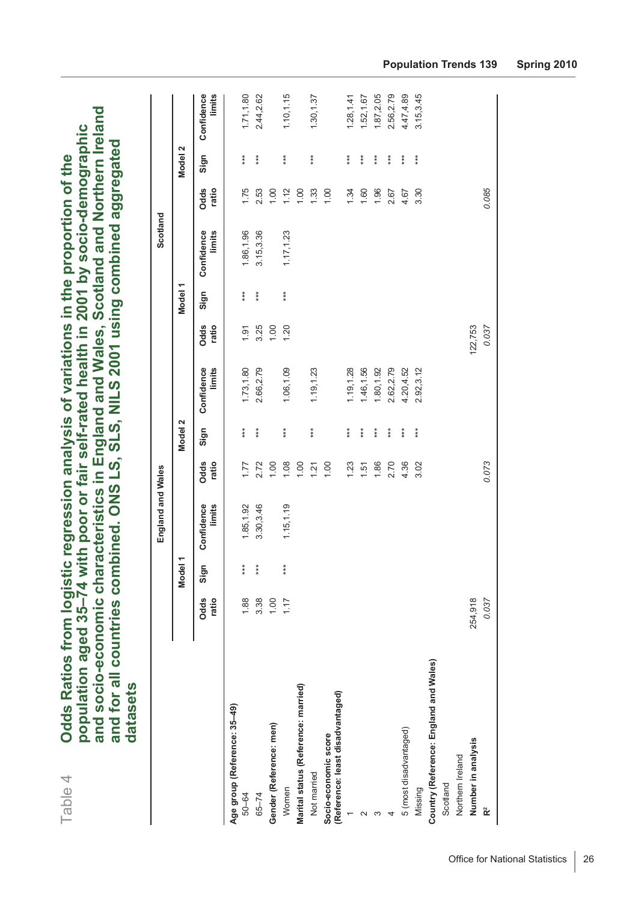Table 4

## Odds Ratios from logistic regression analysis of variations in the proportion of the population aged 35–74 with poor or fair self-rated health in 2001 by socio-demographic and socio-economic characteristics in England and Wales, Scotland and Northern Ireland and for all countries combined. ONS LS, SLS, NILS 2001 using combined aggregated datasets

| | England and Wales | | | | | | Scotland | | | | | |
|---|---|---|---|---|---|---|---|---|---|---|---|---|
| | Model 1 | | | Model 2 | | | Model 1 | | | Model 2 | | |
| | Odds ratio | Sign | Confidence limits | Odds ratio | Sign | Confidence limits | Odds ratio | Sign | Confidence limits | Odds ratio | Sign | Confidence limits |
| **Age group (Reference: 35–49)** | | | | | | | | | | | | |
| 50–64 | 1.88 | *** | 1.85,1.92 | 1.77 | *** | 1.73,1.80 | 1.91 | *** | 1.86,1.96 | 1.75 | *** | 1.71,1.80 |
| 65–74 | 3.38 | *** | 3.30,3.46 | 2.72 | *** | 2.66,2.79 | 3.25 | *** | 3.15,3.36 | 2.53 | *** | 2.44,2.62 |
| **Gender (Reference: men)** | 1.00 | | | 1.00 | | | 1.00 | | | 1.00 | | |
| Women | 1.17 | *** | 1.15,1.19 | 1.08 | *** | 1.06,1.09 | 1.20 | *** | 1.17,1.23 | 1.12 | *** | 1.10,1.15 |
| **Marital status (Reference: married)** | | | | 1.00 | | | | | | 1.00 | | |
| Not married | | | | 1.21 | *** | 1.19,1.23 | | | | 1.33 | *** | 1.30,1.37 |
| **Socio-economic score (Reference: least disadvantaged)** | | | | 1.00 | | | | | | 1.00 | | |
| 1 | | | | 1.23 | *** | 1.19,1.28 | | | | 1.34 | *** | 1.28,1.41 |
| 2 | | | | 1.51 | *** | 1.46,1.56 | | | | 1.60 | *** | 1.52,1.67 |
| 3 | | | | 1.86 | *** | 1.80,1.92 | | | | 1.96 | *** | 1.87,2.05 |
| 4 | | | | 2.70 | *** | 2.62,2.79 | | | | 2.67 | *** | 2.56,2.79 |
| 5 (most disadvantaged) | | | | 4.36 | *** | 4.20,4.52 | | | | 4.67 | *** | 4.47,4.89 |
| Missing | | | | 3.02 | *** | 2.92,3.12 | | | | 3.30 | *** | 3.15,3.45 |
| **Country (Reference: England and Wales)** | | | | | | | | | | | | |
| Scotland | | | | | | | | | | | | |
| Northern Ireland | | | | | | | | | | | | |
| **Number in analysis** | 254,918 | | | | | | 122,753 | | | | | |
| **$R^2$** | *0.037* | | | *0.073* | | | *0.037* | | | *0.085* | | |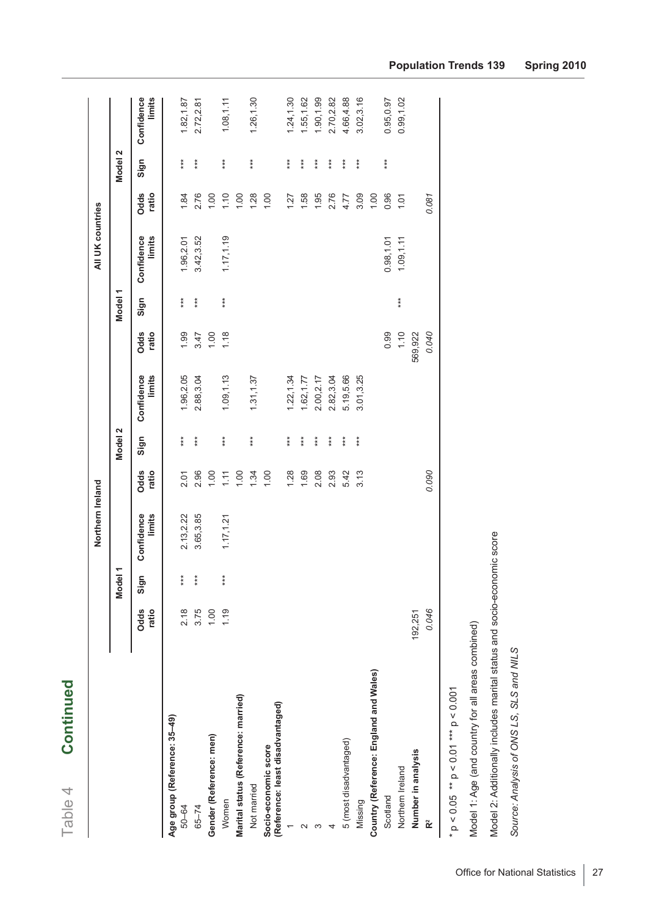# Table 4 Continued

| | Northern Ireland | | | | | | All UK countries | | | | | |
|---|---|---|---|---|---|---|---|---|---|---|---|---|
| | Model 1 | | | Model 2 | | | Model 1 | | | Model 2 | | |
| | Odds ratio | Sign | Confidence limits | Odds ratio | Sign | Confidence limits | Odds ratio | Sign | Confidence limits | Odds ratio | Sign | Confidence limits |
| **Age group (Reference: 35–49)** | | | | | | | | | | | | |
| 50–64 | 2.18 | *** | 2.13,2.22 | 2.01 | *** | 1.96,2.05 | 1.99 | *** | 1.96,2.01 | 1.84 | *** | 1.82,1.87 |
| 65–74 | 3.75 | *** | 3.65,3.85 | 2.96 | *** | 2.88,3.04 | 3.47 | *** | 3.42,3.52 | 2.76 | *** | 2.72,2.81 |
| **Gender (Reference: men)** | 1.00 | | | 1.00 | | | 1.00 | | | 1.00 | | |
| Women | 1.19 | *** | 1.17,1.21 | 1.11 | *** | 1.09,1.13 | 1.18 | *** | 1.17,1.19 | 1.10 | *** | 1.08,1.11 |
| **Marital status (Reference: married)** | | | | 1.00 | | | | | | 1.00 | | |
| Not married | | | | 1.34 | *** | 1.31,1.37 | | | | 1.28 | *** | 1.26,1.30 |
| **Socio-economic score (Reference: least disadvantaged)** | | | | 1.00 | | | | | | 1.00 | | |
| 1 | | | | 1.28 | *** | 1.22,1.34 | | | | 1.27 | *** | 1.24,1.30 |
| 2 | | | | 1.69 | *** | 1.62,1.77 | | | | 1.58 | *** | 1.55,1.62 |
| 3 | | | | 2.08 | *** | 2.00,2.17 | | | | 1.95 | *** | 1.90,1.99 |
| 4 | | | | 2.93 | *** | 2.82,3.04 | | | | 2.76 | *** | 2.70,2.82 |
| 5 (most disadvantaged) | | | | 5.42 | *** | 5.19,5.66 | | | | 4.77 | *** | 4.66,4.88 |
| Missing | | | | 3.13 | *** | 3.01,3.25 | | | | 3.09 | *** | 3.02,3.16 |
| **Country (Reference: England and Wales)** | | | | | | | | | | 1.00 | | |
| Scotland | | | | | | | 0.99 | | 0.98,1.01 | 0.96 | *** | 0.95,0.97 |
| Northern Ireland | | | | | | | 1.10 | *** | 1.09,1.11 | 1.01 | | 0.99,1.02 |
| **Number in analysis** | 192,251 | | | | | | 569,922 | | | | | |
| **$R^2$** | *0.046* | | | *0.090* | | | *0.040* | | | *0.081* | | |

\* $p < 0.05$ \*\* $p < 0.01$ \*\*\* $p < 0.001$

Model 1: Age (and country for all areas combined)

Model 2: Additionally includes marital status and socio-economic score

*Source: Analysis of ONS LS, SLS and NILS*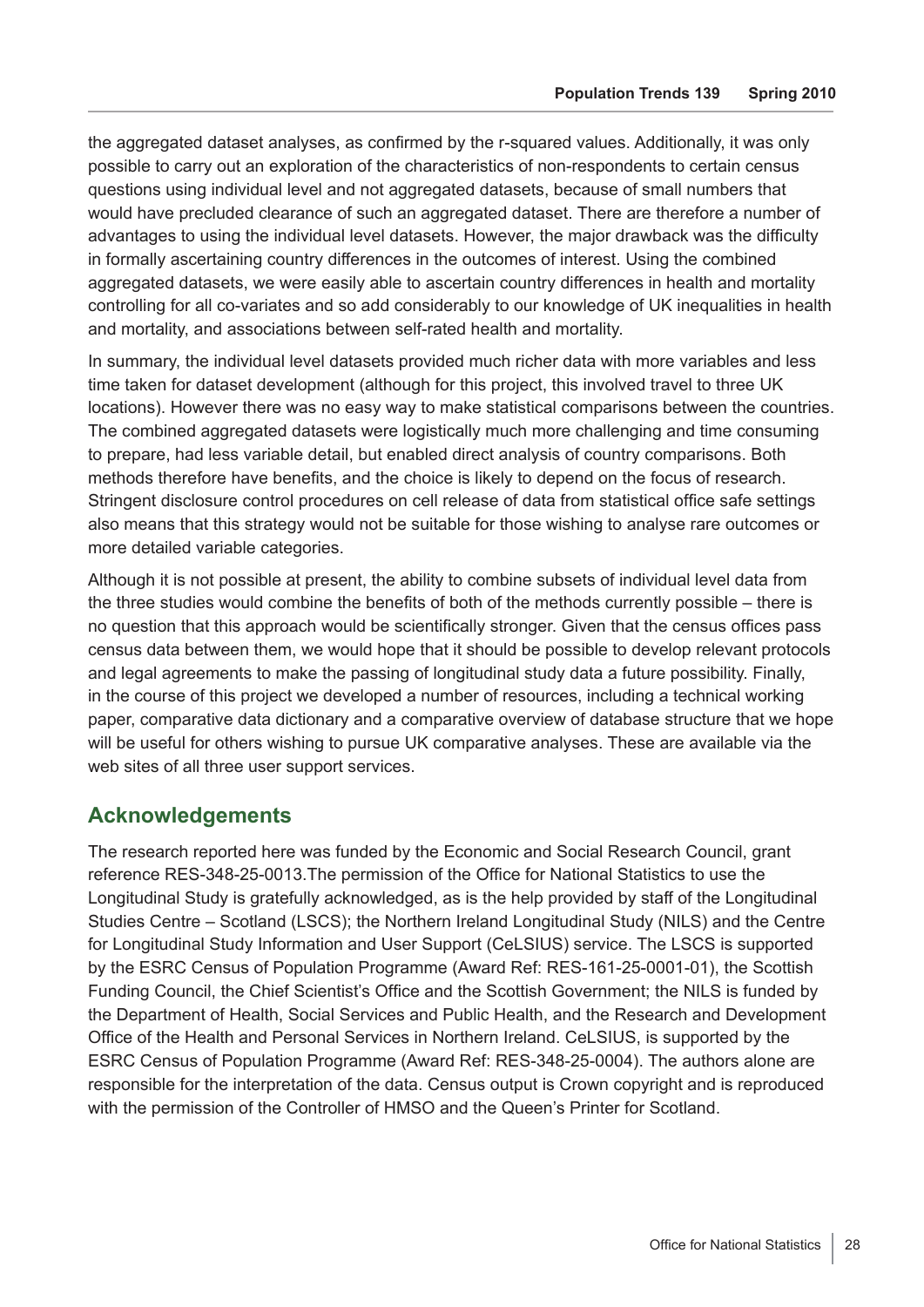the aggregated dataset analyses, as confirmed by the r-squared values. Additionally, it was only possible to carry out an exploration of the characteristics of non-respondents to certain census questions using individual level and not aggregated datasets, because of small numbers that would have precluded clearance of such an aggregated dataset. There are therefore a number of advantages to using the individual level datasets. However, the major drawback was the difficulty in formally ascertaining country differences in the outcomes of interest. Using the combined aggregated datasets, we were easily able to ascertain country differences in health and mortality controlling for all co-variates and so add considerably to our knowledge of UK inequalities in health and mortality, and associations between self-rated health and mortality.

In summary, the individual level datasets provided much richer data with more variables and less time taken for dataset development (although for this project, this involved travel to three UK locations). However there was no easy way to make statistical comparisons between the countries. The combined aggregated datasets were logistically much more challenging and time consuming to prepare, had less variable detail, but enabled direct analysis of country comparisons. Both methods therefore have benefits, and the choice is likely to depend on the focus of research. Stringent disclosure control procedures on cell release of data from statistical office safe settings also means that this strategy would not be suitable for those wishing to analyse rare outcomes or more detailed variable categories.

Although it is not possible at present, the ability to combine subsets of individual level data from the three studies would combine the benefits of both of the methods currently possible – there is no question that this approach would be scientifically stronger. Given that the census offices pass census data between them, we would hope that it should be possible to develop relevant protocols and legal agreements to make the passing of longitudinal study data a future possibility. Finally, in the course of this project we developed a number of resources, including a technical working paper, comparative data dictionary and a comparative overview of database structure that we hope will be useful for others wishing to pursue UK comparative analyses. These are available via the web sites of all three user support services.

## Acknowledgements

The research reported here was funded by the Economic and Social Research Council, grant reference RES-348-25-0013.The permission of the Office for National Statistics to use the Longitudinal Study is gratefully acknowledged, as is the help provided by staff of the Longitudinal Studies Centre – Scotland (LSCS); the Northern Ireland Longitudinal Study (NILS) and the Centre for Longitudinal Study Information and User Support (CeLSIUS) service. The LSCS is supported by the ESRC Census of Population Programme (Award Ref: RES-161-25-0001-01), the Scottish Funding Council, the Chief Scientist's Office and the Scottish Government; the NILS is funded by the Department of Health, Social Services and Public Health, and the Research and Development Office of the Health and Personal Services in Northern Ireland. CeLSIUS, is supported by the ESRC Census of Population Programme (Award Ref: RES-348-25-0004). The authors alone are responsible for the interpretation of the data. Census output is Crown copyright and is reproduced with the permission of the Controller of HMSO and the Queen's Printer for Scotland.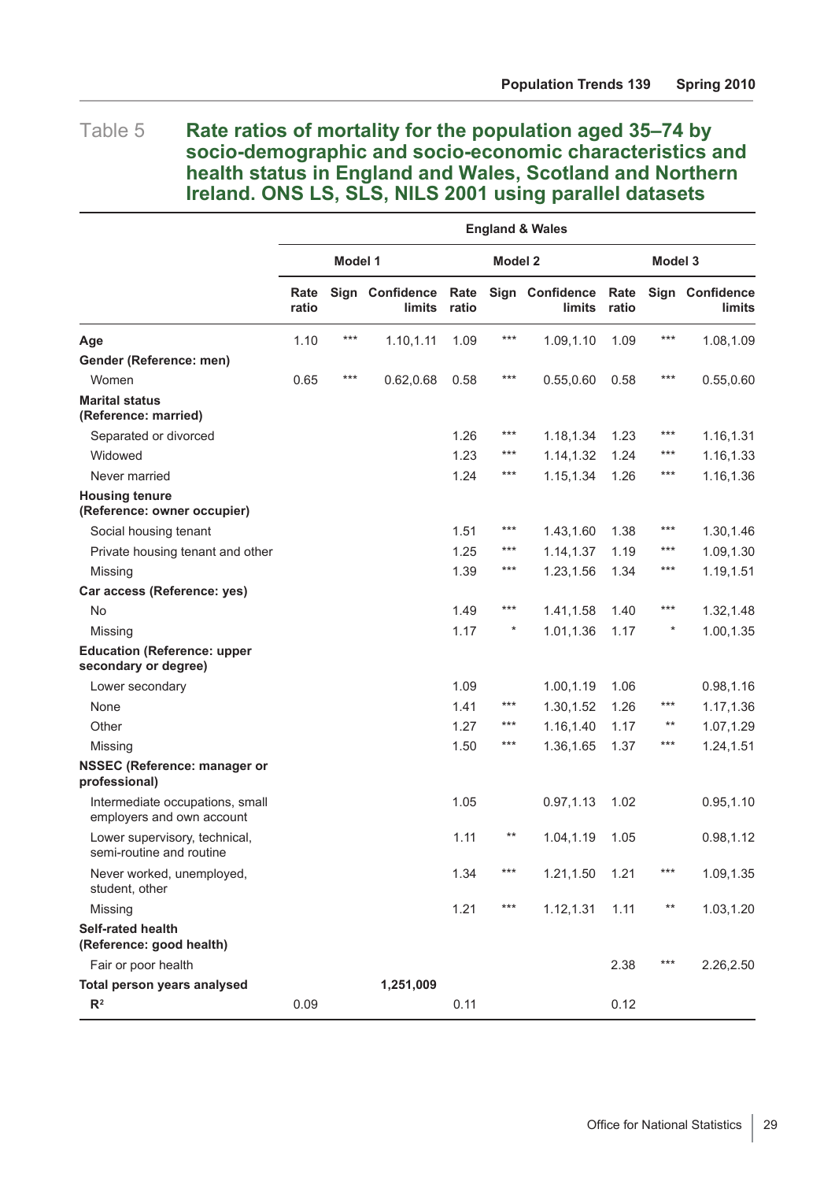# Table 5 Rate ratios of mortality for the population aged 35–74 by socio-demographic and socio-economic characteristics and health status in England and Wales, Scotland and Northern Ireland. ONS LS, SLS, NILS 2001 using parallel datasets

| | England & Wales | | | | | | | | |
|---|---|---|---|---|---|---|---|---|---|
| | Model 1 | | | Model 2 | | | Model 3 | | |
| | Rate ratio | Sign | Confidence limits | Rate ratio | Sign | Confidence limits | Rate ratio | Sign | Confidence limits |
| **Age** | 1.10 | *** | 1.10,1.11 | 1.09 | *** | 1.09,1.10 | 1.09 | *** | 1.08,1.09 |
| **Gender (Reference: men)** | | | | | | | | | |
| Women | 0.65 | *** | 0.62,0.68 | 0.58 | *** | 0.55,0.60 | 0.58 | *** | 0.55,0.60 |
| **Marital status (Reference: married)** | | | | | | | | | |
| Separated or divorced | | | | 1.26 | *** | 1.18,1.34 | 1.23 | *** | 1.16,1.31 |
| Widowed | | | | 1.23 | *** | 1.14,1.32 | 1.24 | *** | 1.16,1.33 |
| Never married | | | | 1.24 | *** | 1.15,1.34 | 1.26 | *** | 1.16,1.36 |
| **Housing tenure (Reference: owner occupier)** | | | | | | | | | |
| Social housing tenant | | | | 1.51 | *** | 1.43,1.60 | 1.38 | *** | 1.30,1.46 |
| Private housing tenant and other | | | | 1.25 | *** | 1.14,1.37 | 1.19 | *** | 1.09,1.30 |
| Missing | | | | 1.39 | *** | 1.23,1.56 | 1.34 | *** | 1.19,1.51 |
| **Car access (Reference: yes)** | | | | | | | | | |
| No | | | | 1.49 | *** | 1.41,1.58 | 1.40 | *** | 1.32,1.48 |
| Missing | | | | 1.17 | * | 1.01,1.36 | 1.17 | * | 1.00,1.35 |
| **Education (Reference: upper secondary or degree)** | | | | | | | | | |
| Lower secondary | | | | 1.09 | | 1.00,1.19 | 1.06 | | 0.98,1.16 |
| None | | | | 1.41 | *** | 1.30,1.52 | 1.26 | *** | 1.17,1.36 |
| Other | | | | 1.27 | *** | 1.16,1.40 | 1.17 | ** | 1.07,1.29 |
| Missing | | | | 1.50 | *** | 1.36,1.65 | 1.37 | *** | 1.24,1.51 |
| **NSSEC (Reference: manager or professional)** | | | | | | | | | |
| Intermediate occupations, small employers and own account | | | | 1.05 | | 0.97,1.13 | 1.02 | | 0.95,1.10 |
| Lower supervisory, technical, semi-routine and routine | | | | 1.11 | ** | 1.04,1.19 | 1.05 | | 0.98,1.12 |
| Never worked, unemployed, student, other | | | | 1.34 | *** | 1.21,1.50 | 1.21 | *** | 1.09,1.35 |
| Missing | | | | 1.21 | *** | 1.12,1.31 | 1.11 | ** | 1.03,1.20 |
| **Self-rated health (Reference: good health)** | | | | | | | | | |
| Fair or poor health | | | | | | | 2.38 | *** | 2.26,2.50 |
| **Total person years analysed** | | | **1,251,009** | | | | | | |
| $R^2$ | 0.09 | | | 0.11 | | | 0.12 | | |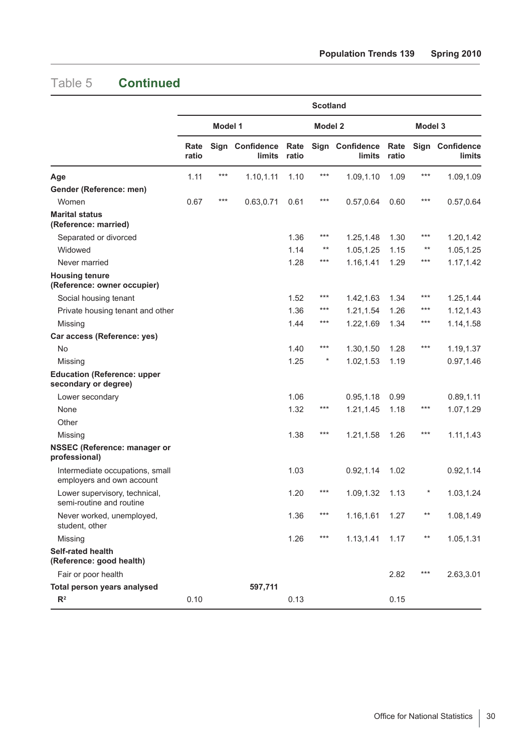## Table 5 **Continued**

| | Scotland | | | | | | | | |
|---|---|---|---|---|---|---|---|---|---|
| | Model 1 | | | Model 2 | | | Model 3 | | |
| | Rate ratio | Sign | Confidence limits | Rate ratio | Sign | Confidence limits | Rate ratio | Sign | Confidence limits |
| **Age** | 1.11 | *** | 1.10,1.11 | 1.10 | *** | 1.09,1.10 | 1.09 | *** | 1.09,1.09 |
| **Gender (Reference: men)** | | | | | | | | | |
| Women | 0.67 | *** | 0.63,0.71 | 0.61 | *** | 0.57,0.64 | 0.60 | *** | 0.57,0.64 |
| **Marital status (Reference: married)** | | | | | | | | | |
| Separated or divorced | | | | 1.36 | *** | 1.25,1.48 | 1.30 | *** | 1.20,1.42 |
| Widowed | | | | 1.14 | ** | 1.05,1.25 | 1.15 | ** | 1.05,1.25 |
| Never married | | | | 1.28 | *** | 1.16,1.41 | 1.29 | *** | 1.17,1.42 |
| **Housing tenure (Reference: owner occupier)** | | | | | | | | | |
| Social housing tenant | | | | 1.52 | *** | 1.42,1.63 | 1.34 | *** | 1.25,1.44 |
| Private housing tenant and other | | | | 1.36 | *** | 1.21,1.54 | 1.26 | *** | 1.12,1.43 |
| Missing | | | | 1.44 | *** | 1.22,1.69 | 1.34 | *** | 1.14,1.58 |
| **Car access (Reference: yes)** | | | | | | | | | |
| No | | | | 1.40 | *** | 1.30,1.50 | 1.28 | *** | 1.19,1.37 |
| Missing | | | | 1.25 | * | 1.02,1.53 | 1.19 | | 0.97,1.46 |
| **Education (Reference: upper secondary or degree)** | | | | | | | | | |
| Lower secondary | | | | 1.06 | | 0.95,1.18 | 0.99 | | 0.89,1.11 |
| None | | | | 1.32 | *** | 1.21,1.45 | 1.18 | *** | 1.07,1.29 |
| Other | | | | | | | | | |
| Missing | | | | 1.38 | *** | 1.21,1.58 | 1.26 | *** | 1.11,1.43 |
| **NSSEC (Reference: manager or professional)** | | | | | | | | | |
| Intermediate occupations, small employers and own account | | | | 1.03 | | 0.92,1.14 | 1.02 | | 0.92,1.14 |
| Lower supervisory, technical, semi-routine and routine | | | | 1.20 | *** | 1.09,1.32 | 1.13 | * | 1.03,1.24 |
| Never worked, unemployed, student, other | | | | 1.36 | *** | 1.16,1.61 | 1.27 | ** | 1.08,1.49 |
| Missing | | | | 1.26 | *** | 1.13,1.41 | 1.17 | ** | 1.05,1.31 |
| **Self-rated health (Reference: good health)** | | | | | | | | | |
| Fair or poor health | | | | | | | 2.82 | *** | 2.63,3.01 |
| **Total person years analysed** | | | **597,711** | | | | | | |
| $R^2$ | 0.10 | | | 0.13 | | | 0.15 | | |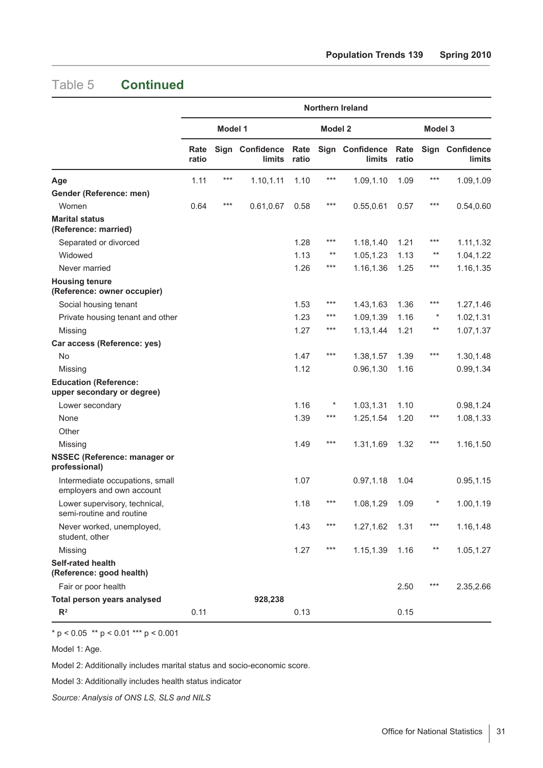## Table 5 **Continued**

| | Northern Ireland | | | | | | | | |
|---|---|---|---|---|---|---|---|---|---|
| | Model 1 | | | Model 2 | | | Model 3 | | |
| | Rate ratio | Sign | Confidence limits | Rate ratio | Sign | Confidence limits | Rate ratio | Sign | Confidence limits |
| **Age** | 1.11 | *** | 1.10,1.11 | 1.10 | *** | 1.09,1.10 | 1.09 | *** | 1.09,1.09 |
| **Gender (Reference: men)** | | | | | | | | | |
| Women | 0.64 | *** | 0.61,0.67 | 0.58 | *** | 0.55,0.61 | 0.57 | *** | 0.54,0.60 |
| **Marital status (Reference: married)** | | | | | | | | | |
| Separated or divorced | | | | 1.28 | *** | 1.18,1.40 | 1.21 | *** | 1.11,1.32 |
| Widowed | | | | 1.13 | ** | 1.05,1.23 | 1.13 | ** | 1.04,1.22 |
| Never married | | | | 1.26 | *** | 1.16,1.36 | 1.25 | *** | 1.16,1.35 |
| **Housing tenure (Reference: owner occupier)** | | | | | | | | | |
| Social housing tenant | | | | 1.53 | *** | 1.43,1.63 | 1.36 | *** | 1.27,1.46 |
| Private housing tenant and other | | | | 1.23 | *** | 1.09,1.39 | 1.16 | * | 1.02,1.31 |
| Missing | | | | 1.27 | *** | 1.13,1.44 | 1.21 | ** | 1.07,1.37 |
| **Car access (Reference: yes)** | | | | | | | | | |
| No | | | | 1.47 | *** | 1.38,1.57 | 1.39 | *** | 1.30,1.48 |
| Missing | | | | 1.12 | | 0.96,1.30 | 1.16 | | 0.99,1.34 |
| **Education (Reference: upper secondary or degree)** | | | | | | | | | |
| Lower secondary | | | | 1.16 | * | 1.03,1.31 | 1.10 | | 0.98,1.24 |
| None | | | | 1.39 | *** | 1.25,1.54 | 1.20 | *** | 1.08,1.33 |
| Other | | | | | | | | | |
| Missing | | | | 1.49 | *** | 1.31,1.69 | 1.32 | *** | 1.16,1.50 |
| **NSSEC (Reference: manager or professional)** | | | | | | | | | |
| Intermediate occupations, small employers and own account | | | | 1.07 | | 0.97,1.18 | 1.04 | | 0.95,1.15 |
| Lower supervisory, technical, semi-routine and routine | | | | 1.18 | *** | 1.08,1.29 | 1.09 | * | 1.00,1.19 |
| Never worked, unemployed, student, other | | | | 1.43 | *** | 1.27,1.62 | 1.31 | *** | 1.16,1.48 |
| Missing | | | | 1.27 | *** | 1.15,1.39 | 1.16 | ** | 1.05,1.27 |
| **Self-rated health (Reference: good health)** | | | | | | | | | |
| Fair or poor health | | | | | | | 2.50 | *** | 2.35,2.66 |
| **Total person years analysed** | | | **928,238** | | | | | | |
| $R^2$ | 0.11 | | | 0.13 | | | 0.15 | | |

* p < 0.05 ** p < 0.01 *** p < 0.001

Model 1: Age.

Model 2: Additionally includes marital status and socio-economic score.

Model 3: Additionally includes health status indicator

*Source: Analysis of ONS LS, SLS and NILS*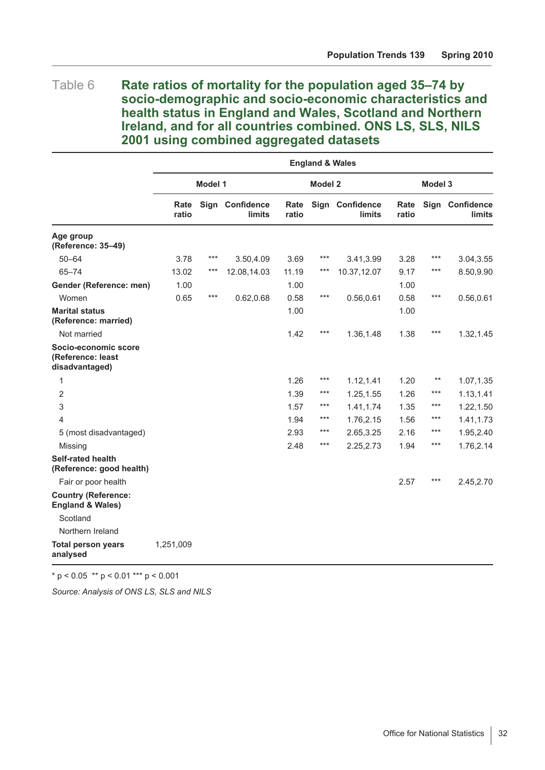Table 6 **Rate ratios of mortality for the population aged 35–74 by socio-demographic and socio-economic characteristics and health status in England and Wales, Scotland and Northern Ireland, and for all countries combined. ONS LS, SLS, NILS 2001 using combined aggregated datasets**

| | England & Wales | | | | | | | | |
|---|---|---|---|---|---|---|---|---|---|
| | Model 1 | | | Model 2 | | | Model 3 | | |
| | Rate ratio | Sign | Confidence limits | Rate ratio | Sign | Confidence limits | Rate ratio | Sign | Confidence limits |
| **Age group (Reference: 35–49)** | | | | | | | | | |
| 50–64 | 3.78 | *** | 3.50,4.09 | 3.69 | *** | 3.41,3.99 | 3.28 | *** | 3.04,3.55 |
| 65–74 | 13.02 | *** | 12.08,14.03 | 11.19 | *** | 10.37,12.07 | 9.17 | *** | 8.50,9.90 |
| **Gender (Reference: men)** | 1.00 | | | 1.00 | | | 1.00 | | |
| Women | 0.65 | *** | 0.62,0.68 | 0.58 | *** | 0.56,0.61 | 0.58 | *** | 0.56,0.61 |
| **Marital status (Reference: married)** | | | | 1.00 | | | 1.00 | | |
| Not married | | | | 1.42 | *** | 1.36,1.48 | 1.38 | *** | 1.32,1.45 |
| **Socio-economic score (Reference: least disadvantaged)** | | | | | | | | | |
| 1 | | | | 1.26 | *** | 1.12,1.41 | 1.20 | ** | 1.07,1.35 |
| 2 | | | | 1.39 | *** | 1.25,1.55 | 1.26 | *** | 1.13,1.41 |
| 3 | | | | 1.57 | *** | 1.41,1.74 | 1.35 | *** | 1.22,1.50 |
| 4 | | | | 1.94 | *** | 1.76,2.15 | 1.56 | *** | 1.41,1.73 |
| 5 (most disadvantaged) | | | | 2.93 | *** | 2.65,3.25 | 2.16 | *** | 1.95,2.40 |
| Missing | | | | 2.48 | *** | 2.25,2.73 | 1.94 | *** | 1.76,2.14 |
| **Self-rated health (Reference: good health)** | | | | | | | | | |
| Fair or poor health | | | | | | | 2.57 | *** | 2.45,2.70 |
| **Country (Reference: England & Wales)** | | | | | | | | | |
| Scotland | | | | | | | | | |
| Northern Ireland | | | | | | | | | |
| **Total person years analysed** | 1,251,009 | | | | | | | | |

* p < 0.05 ** p < 0.01 *** p < 0.001

*Source: Analysis of ONS LS, SLS and NILS*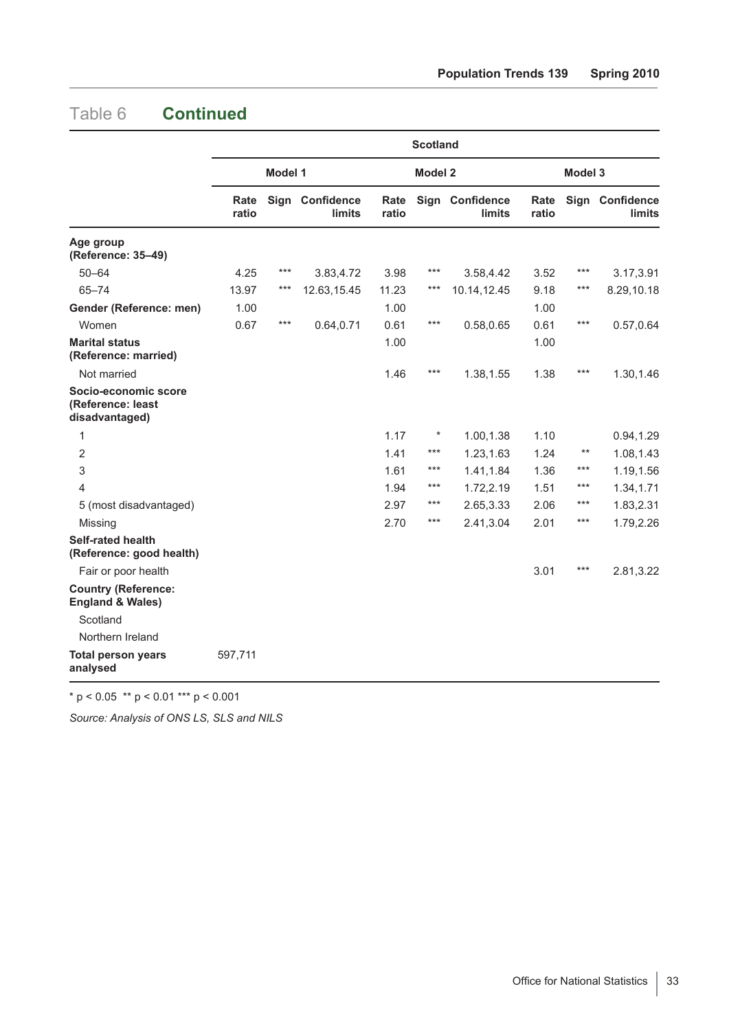# Table 6 **Continued**

| | Scotland | | | | | | | | |
|---|---|---|---|---|---|---|---|---|---|
| | Model 1 | | | Model 2 | | | Model 3 | | |
| | Rate ratio | Sign | Confidence limits | Rate ratio | Sign | Confidence limits | Rate ratio | Sign | Confidence limits |
| **Age group (Reference: 35–49)** | | | | | | | | | |
| 50–64 | 4.25 | *** | 3.83,4.72 | 3.98 | *** | 3.58,4.42 | 3.52 | *** | 3.17,3.91 |
| 65–74 | 13.97 | *** | 12.63,15.45 | 11.23 | *** | 10.14,12.45 | 9.18 | *** | 8.29,10.18 |
| **Gender (Reference: men)** | 1.00 | | | 1.00 | | | 1.00 | | |
| Women | 0.67 | *** | 0.64,0.71 | 0.61 | *** | 0.58,0.65 | 0.61 | *** | 0.57,0.64 |
| **Marital status (Reference: married)** | | | | 1.00 | | | 1.00 | | |
| Not married | | | | 1.46 | *** | 1.38,1.55 | 1.38 | *** | 1.30,1.46 |
| **Socio-economic score (Reference: least disadvantaged)** | | | | | | | | | |
| 1 | | | | 1.17 | * | 1.00,1.38 | 1.10 | | 0.94,1.29 |
| 2 | | | | 1.41 | *** | 1.23,1.63 | 1.24 | ** | 1.08,1.43 |
| 3 | | | | 1.61 | *** | 1.41,1.84 | 1.36 | *** | 1.19,1.56 |
| 4 | | | | 1.94 | *** | 1.72,2.19 | 1.51 | *** | 1.34,1.71 |
| 5 (most disadvantaged) | | | | 2.97 | *** | 2.65,3.33 | 2.06 | *** | 1.83,2.31 |
| Missing | | | | 2.70 | *** | 2.41,3.04 | 2.01 | *** | 1.79,2.26 |
| **Self-rated health (Reference: good health)** | | | | | | | | | |
| Fair or poor health | | | | | | | 3.01 | *** | 2.81,3.22 |
| **Country (Reference: England & Wales)** | | | | | | | | | |
| Scotland | | | | | | | | | |
| Northern Ireland | | | | | | | | | |
| **Total person years analysed** | 597,711 | | | | | | | | |

* p < 0.05 ** p < 0.01 *** p < 0.001

*Source: Analysis of ONS LS, SLS and NILS*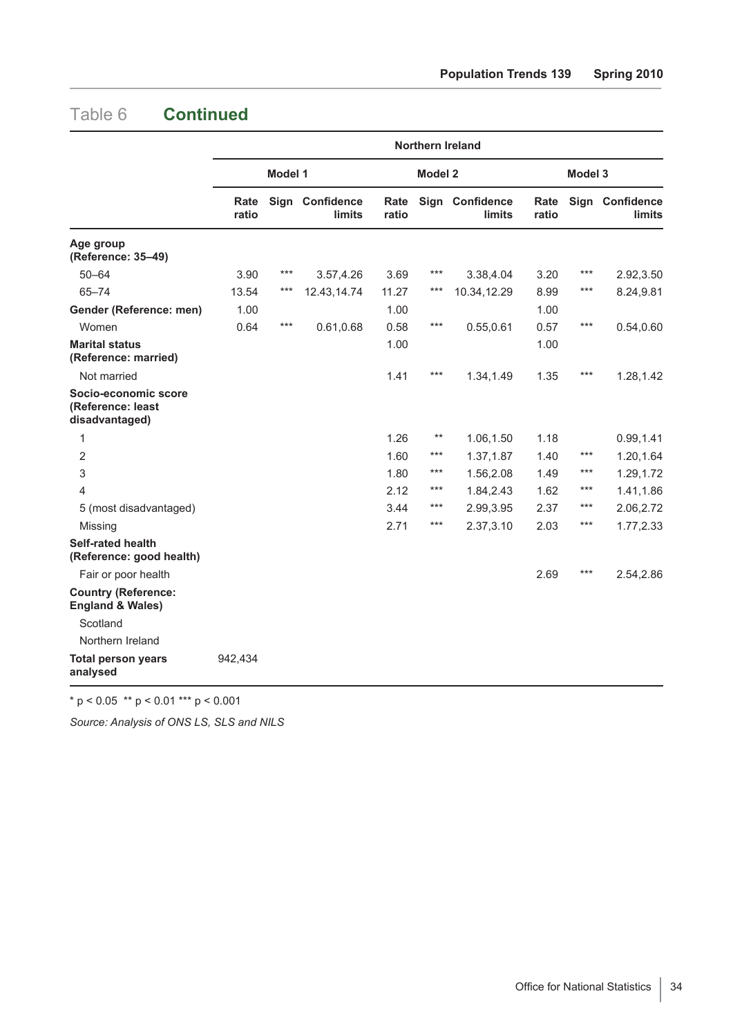# Table 6 **Continued**

| | Northern Ireland | | | | | | | | |
|---|---|---|---|---|---|---|---|---|---|
| | Model 1 | | | Model 2 | | | Model 3 | | |
| | Rate ratio | Sign | Confidence limits | Rate ratio | Sign | Confidence limits | Rate ratio | Sign | Confidence limits |
| **Age group (Reference: 35–49)** | | | | | | | | | |
| 50–64 | 3.90 | *** | 3.57,4.26 | 3.69 | *** | 3.38,4.04 | 3.20 | *** | 2.92,3.50 |
| 65–74 | 13.54 | *** | 12.43,14.74 | 11.27 | *** | 10.34,12.29 | 8.99 | *** | 8.24,9.81 |
| **Gender (Reference: men)** | 1.00 | | | 1.00 | | | 1.00 | | |
| Women | 0.64 | *** | 0.61,0.68 | 0.58 | *** | 0.55,0.61 | 0.57 | *** | 0.54,0.60 |
| **Marital status (Reference: married)** | | | | 1.00 | | | 1.00 | | |
| Not married | | | | 1.41 | *** | 1.34,1.49 | 1.35 | *** | 1.28,1.42 |
| **Socio-economic score (Reference: least disadvantaged)** | | | | | | | | | |
| 1 | | | | 1.26 | ** | 1.06,1.50 | 1.18 | | 0.99,1.41 |
| 2 | | | | 1.60 | *** | 1.37,1.87 | 1.40 | *** | 1.20,1.64 |
| 3 | | | | 1.80 | *** | 1.56,2.08 | 1.49 | *** | 1.29,1.72 |
| 4 | | | | 2.12 | *** | 1.84,2.43 | 1.62 | *** | 1.41,1.86 |
| 5 (most disadvantaged) | | | | 3.44 | *** | 2.99,3.95 | 2.37 | *** | 2.06,2.72 |
| Missing | | | | 2.71 | *** | 2.37,3.10 | 2.03 | *** | 1.77,2.33 |
| **Self-rated health (Reference: good health)** | | | | | | | | | |
| Fair or poor health | | | | | | | 2.69 | *** | 2.54,2.86 |
| **Country (Reference: England & Wales)** | | | | | | | | | |
| Scotland | | | | | | | | | |
| Northern Ireland | | | | | | | | | |
| **Total person years analysed** | 942,434 | | | | | | | | |

\* $p < 0.05$ ** $p < 0.01$ *** $p < 0.001$

*Source: Analysis of ONS LS, SLS and NILS*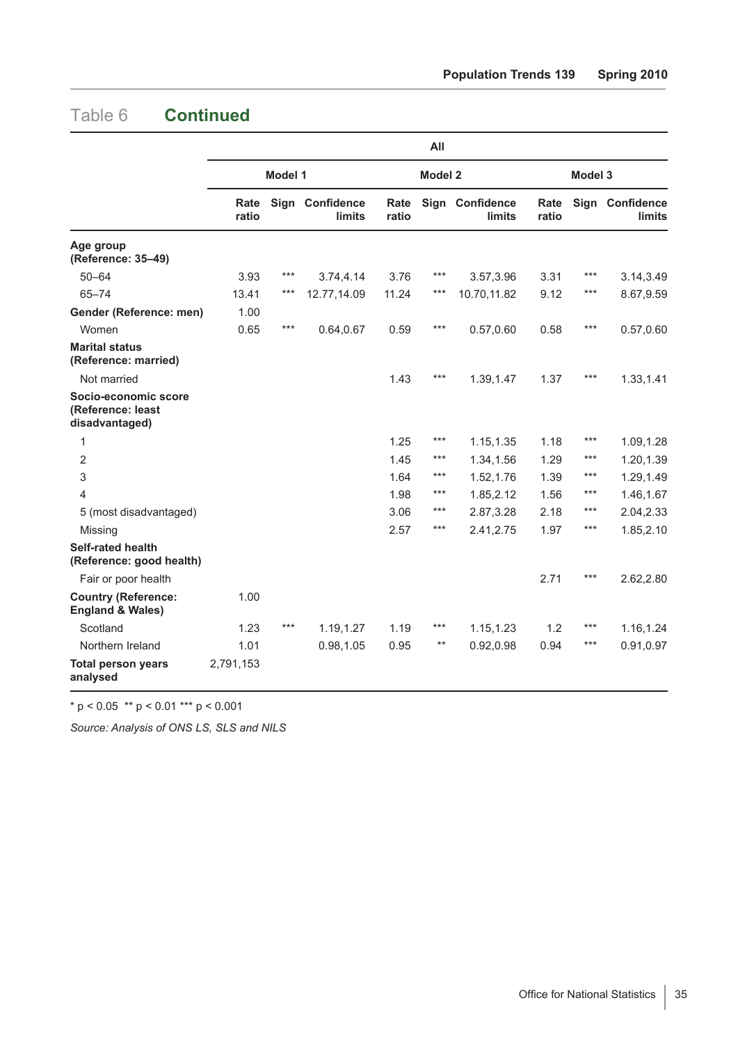## Table 6 **Continued**

| | All | | | | | | | | |
|---|---|---|---|---|---|---|---|---|---|
| | Model 1 | | | Model 2 | | | Model 3 | | |
| | Rate ratio | Sign | Confidence limits | Rate ratio | Sign | Confidence limits | Rate ratio | Sign | Confidence limits |
| **Age group (Reference: 35–49)** | | | | | | | | | |
| 50–64 | 3.93 | *** | 3.74,4.14 | 3.76 | *** | 3.57,3.96 | 3.31 | *** | 3.14,3.49 |
| 65–74 | 13.41 | *** | 12.77,14.09 | 11.24 | *** | 10.70,11.82 | 9.12 | *** | 8.67,9.59 |
| **Gender (Reference: men)** | 1.00 | | | | | | | | |
| Women | 0.65 | *** | 0.64,0.67 | 0.59 | *** | 0.57,0.60 | 0.58 | *** | 0.57,0.60 |
| **Marital status (Reference: married)** | | | | | | | | | |
| Not married | | | | 1.43 | *** | 1.39,1.47 | 1.37 | *** | 1.33,1.41 |
| **Socio-economic score (Reference: least disadvantaged)** | | | | | | | | | |
| 1 | | | | 1.25 | *** | 1.15,1.35 | 1.18 | *** | 1.09,1.28 |
| 2 | | | | 1.45 | *** | 1.34,1.56 | 1.29 | *** | 1.20,1.39 |
| 3 | | | | 1.64 | *** | 1.52,1.76 | 1.39 | *** | 1.29,1.49 |
| 4 | | | | 1.98 | *** | 1.85,2.12 | 1.56 | *** | 1.46,1.67 |
| 5 (most disadvantaged) | | | | 3.06 | *** | 2.87,3.28 | 2.18 | *** | 2.04,2.33 |
| Missing | | | | 2.57 | *** | 2.41,2.75 | 1.97 | *** | 1.85,2.10 |
| **Self-rated health (Reference: good health)** | | | | | | | | | |
| Fair or poor health | | | | | | | 2.71 | *** | 2.62,2.80 |
| **Country (Reference: England & Wales)** | 1.00 | | | | | | | | |
| Scotland | 1.23 | *** | 1.19,1.27 | 1.19 | *** | 1.15,1.23 | 1.2 | *** | 1.16,1.24 |
| Northern Ireland | 1.01 | | 0.98,1.05 | 0.95 | ** | 0.92,0.98 | 0.94 | *** | 0.91,0.97 |
| **Total person years analysed** | 2,791,153 | | | | | | | | |

* $p < 0.05$ ** $p < 0.01$ *** $p < 0.001$

*Source: Analysis of ONS LS, SLS and NILS*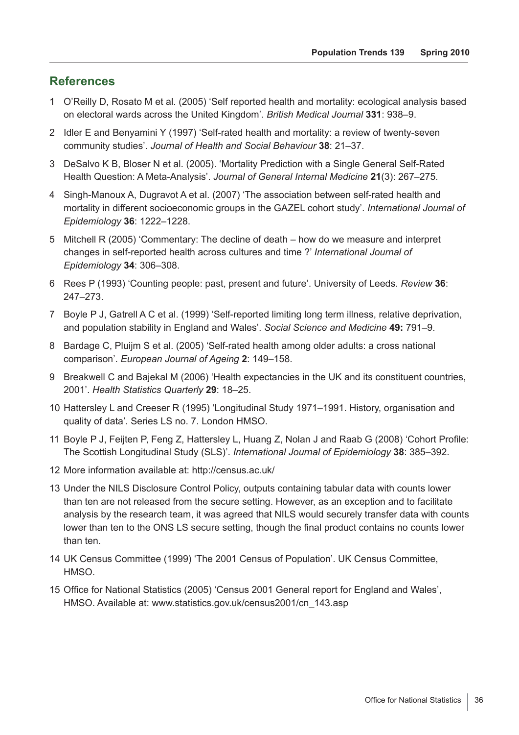## References

1. O'Reilly D, Rosato M et al. (2005) 'Self reported health and mortality: ecological analysis based on electoral wards across the United Kingdom'. *British Medical Journal* **331**: 938–9.
2. Idler E and Benyamini Y (1997) 'Self-rated health and mortality: a review of twenty-seven community studies'. *Journal of Health and Social Behaviour* **38**: 21–37.
3. DeSalvo K B, Bloser N et al. (2005). 'Mortality Prediction with a Single General Self-Rated Health Question: A Meta-Analysis'. *Journal of General Internal Medicine* **21**(3): 267–275.
4. Singh-Manoux A, Dugravot A et al. (2007) 'The association between self-rated health and mortality in different socioeconomic groups in the GAZEL cohort study'. *International Journal of Epidemiology* **36**: 1222–1228.
5. Mitchell R (2005) 'Commentary: The decline of death – how do we measure and interpret changes in self-reported health across cultures and time ?' *International Journal of Epidemiology* **34**: 306–308.
6. Rees P (1993) 'Counting people: past, present and future'. University of Leeds. *Review* **36**: 247–273.
7. Boyle P J, Gatrell A C et al. (1999) 'Self-reported limiting long term illness, relative deprivation, and population stability in England and Wales'. *Social Science and Medicine* **49:** 791–9.
8. Bardage C, Pluijm S et al. (2005) 'Self-rated health among older adults: a cross national comparison'. *European Journal of Ageing* **2**: 149–158.
9. Breakwell C and Bajekal M (2006) 'Health expectancies in the UK and its constituent countries, 2001'. *Health Statistics Quarterly* **29**: 18–25.
10. Hattersley L and Creeser R (1995) 'Longitudinal Study 1971–1991. History, organisation and quality of data'. Series LS no. 7. London HMSO.
11. Boyle P J, Feijten P, Feng Z, Hattersley L, Huang Z, Nolan J and Raab G (2008) 'Cohort Profile: The Scottish Longitudinal Study (SLS)'. *International Journal of Epidemiology* **38**: 385–392.
12. More information available at: http://census.ac.uk/
13. Under the NILS Disclosure Control Policy, outputs containing tabular data with counts lower than ten are not released from the secure setting. However, as an exception and to facilitate analysis by the research team, it was agreed that NILS would securely transfer data with counts lower than ten to the ONS LS secure setting, though the final product contains no counts lower than ten.
14. UK Census Committee (1999) 'The 2001 Census of Population'. UK Census Committee, HMSO.
15. Office for National Statistics (2005) 'Census 2001 General report for England and Wales', HMSO. Available at: www.statistics.gov.uk/census2001/cn_143.asp